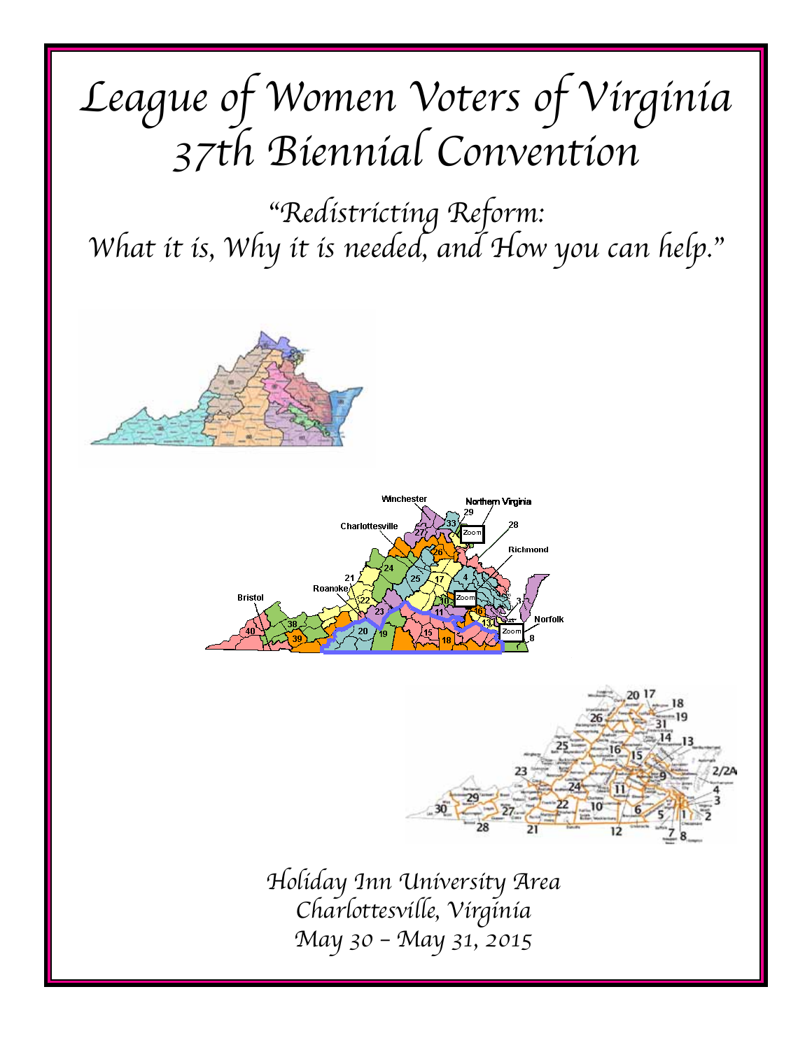# League of Women Voters of Virginia
# 37th Biennial Convention

## "Redistricting Reform: What it is, Why it is needed, and How you can help."

Holiday Inn University Area
Charlottesville, Virginia
May 30 – May 31, 2015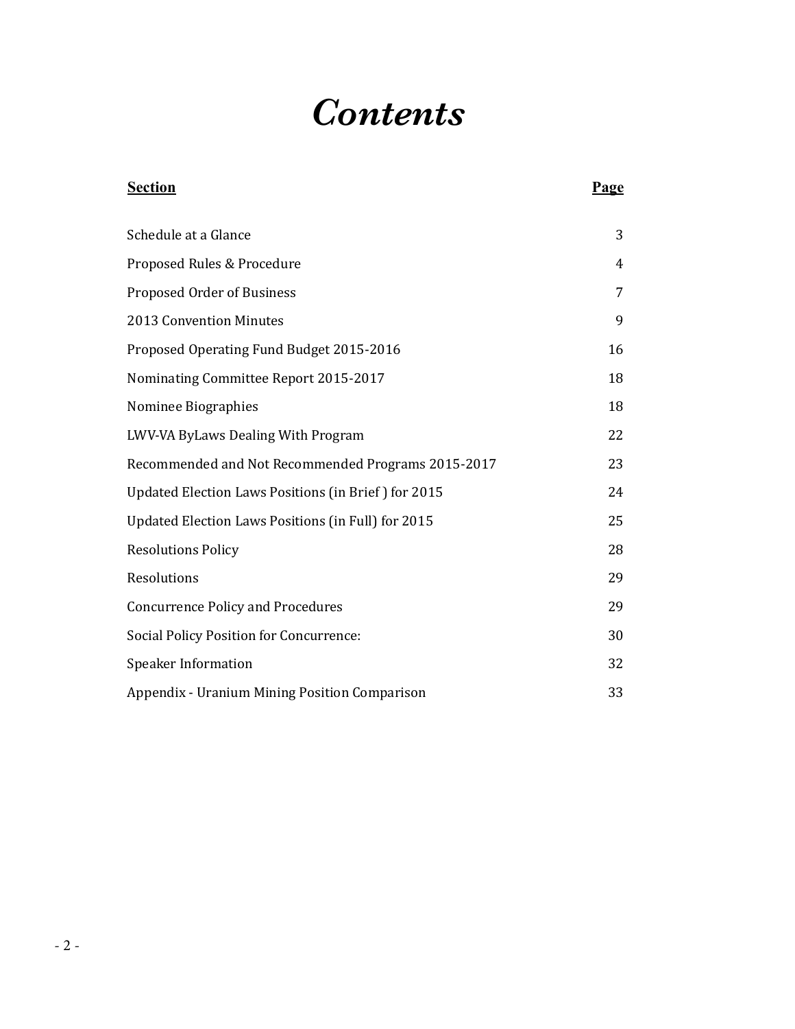# *Contents*

| Section | Page |
|---|---|
| Schedule at a Glance | 3 |
| Proposed Rules & Procedure | 4 |
| Proposed Order of Business | 7 |
| 2013 Convention Minutes | 9 |
| Proposed Operating Fund Budget 2015-2016 | 16 |
| Nominating Committee Report 2015-2017 | 18 |
| Nominee Biographies | 18 |
| LWV-VA ByLaws Dealing With Program | 22 |
| Recommended and Not Recommended Programs 2015-2017 | 23 |
| Updated Election Laws Positions (in Brief ) for 2015 | 24 |
| Updated Election Laws Positions (in Full) for 2015 | 25 |
| Resolutions Policy | 28 |
| Resolutions | 29 |
| Concurrence Policy and Procedures | 29 |
| Social Policy Position for Concurrence: | 30 |
| Speaker Information | 32 |
| Appendix - Uranium Mining Position Comparison | 33 |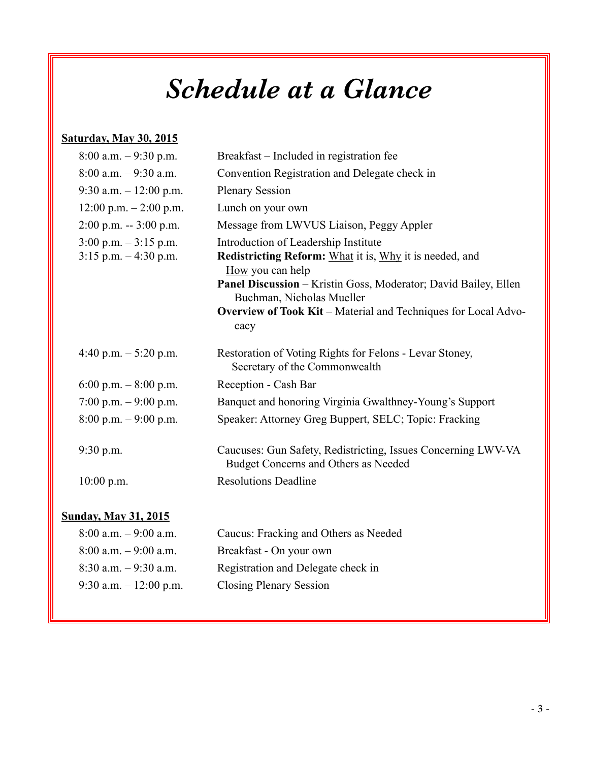# *Schedule at a Glance*

**Saturday, May 30, 2015**

| | |
|---|---|
| 8:00 a.m. – 9:30 p.m. | Breakfast – Included in registration fee |
| 8:00 a.m. – 9:30 a.m. | Convention Registration and Delegate check in |
| 9:30 a.m. – 12:00 p.m. | Plenary Session |
| 12:00 p.m. – 2:00 p.m. | Lunch on your own |
| 2:00 p.m. -- 3:00 p.m. | Message from LWVUS Liaison, Peggy Appler |
| 3:00 p.m. – 3:15 p.m. | Introduction of Leadership Institute |
| 3:15 p.m. – 4:30 p.m. | **Redistricting Reform:** What it is, Why it is needed, and How you can help<br>**Panel Discussion** – Kristin Goss, Moderator; David Bailey, Ellen Buchman, Nicholas Mueller<br>**Overview of Took Kit** – Material and Techniques for Local Advocacy |
| 4:40 p.m. – 5:20 p.m. | Restoration of Voting Rights for Felons - Levar Stoney, Secretary of the Commonwealth |
| 6:00 p.m. – 8:00 p.m. | Reception - Cash Bar |
| 7:00 p.m. – 9:00 p.m. | Banquet and honoring Virginia Gwalthney-Young's Support |
| 8:00 p.m. – 9:00 p.m. | Speaker: Attorney Greg Buppert, SELC; Topic: Fracking |
| 9:30 p.m. | Caucuses: Gun Safety, Redistricting, Issues Concerning LWV-VA Budget Concerns and Others as Needed |
| 10:00 p.m. | Resolutions Deadline |

**Sunday, May 31, 2015**

| | |
|---|---|
| 8:00 a.m. – 9:00 a.m. | Caucus: Fracking and Others as Needed |
| 8:00 a.m. – 9:00 a.m. | Breakfast - On your own |
| 8:30 a.m. – 9:30 a.m. | Registration and Delegate check in |
| 9:30 a.m. – 12:00 p.m. | Closing Plenary Session |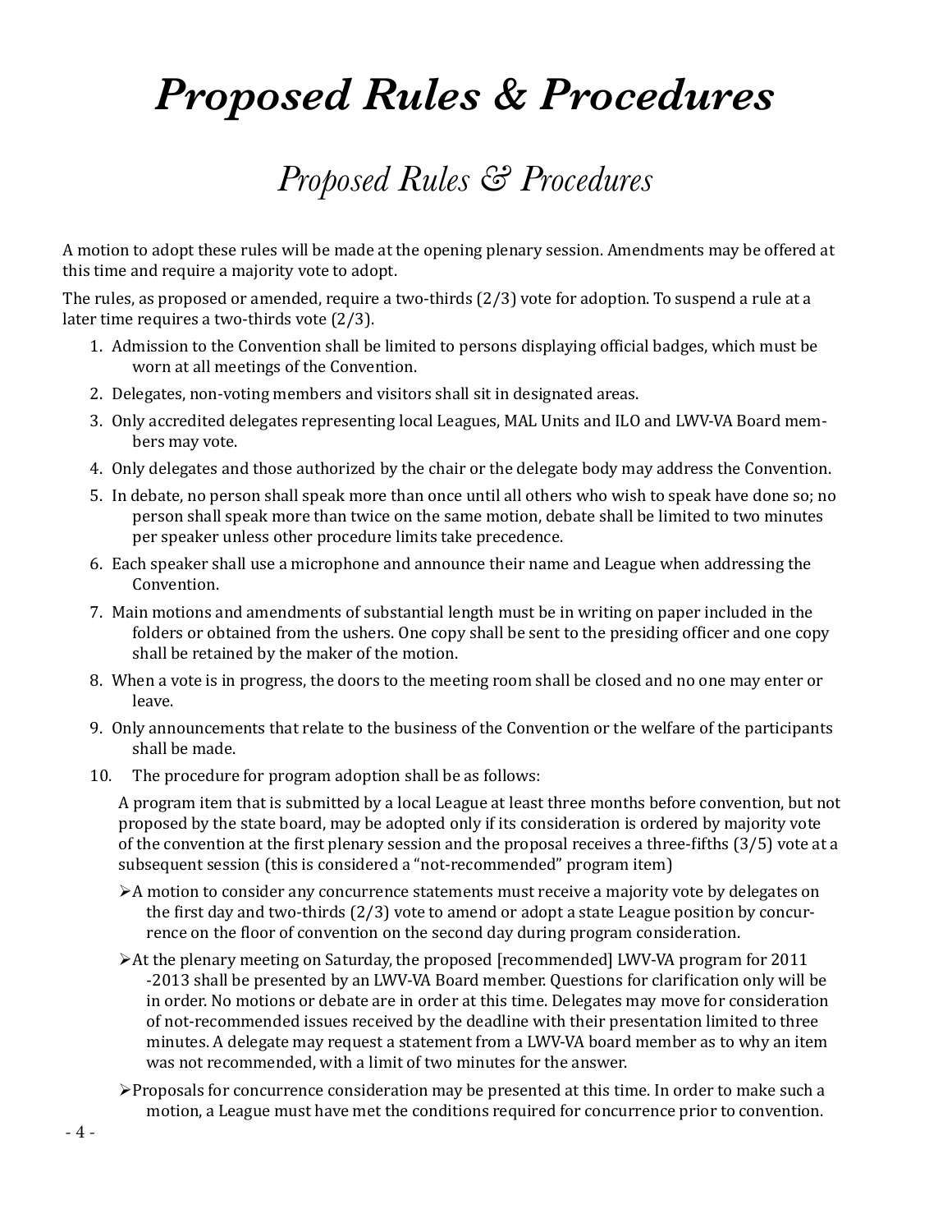# Proposed Rules & Procedures

## *Proposed Rules & Procedures*

A motion to adopt these rules will be made at the opening plenary session. Amendments may be offered at this time and require a majority vote to adopt.

The rules, as proposed or amended, require a two-thirds (2/3) vote for adoption. To suspend a rule at a later time requires a two-thirds vote (2/3).

1. Admission to the Convention shall be limited to persons displaying official badges, which must be worn at all meetings of the Convention.
2. Delegates, non-voting members and visitors shall sit in designated areas.
3. Only accredited delegates representing local Leagues, MAL Units and ILO and LWV-VA Board members may vote.
4. Only delegates and those authorized by the chair or the delegate body may address the Convention.
5. In debate, no person shall speak more than once until all others who wish to speak have done so; no person shall speak more than twice on the same motion, debate shall be limited to two minutes per speaker unless other procedure limits take precedence.
6. Each speaker shall use a microphone and announce their name and League when addressing the Convention.
7. Main motions and amendments of substantial length must be in writing on paper included in the folders or obtained from the ushers. One copy shall be sent to the presiding officer and one copy shall be retained by the maker of the motion.
8. When a vote is in progress, the doors to the meeting room shall be closed and no one may enter or leave.
9. Only announcements that relate to the business of the Convention or the welfare of the participants shall be made.
10. The procedure for program adoption shall be as follows:

    A program item that is submitted by a local League at least three months before convention, but not proposed by the state board, may be adopted only if its consideration is ordered by majority vote of the convention at the first plenary session and the proposal receives a three-fifths (3/5) vote at a subsequent session (this is considered a "not-recommended" program item)

    - A motion to consider any concurrence statements must receive a majority vote by delegates on the first day and two-thirds (2/3) vote to amend or adopt a state League position by concurrence on the floor of convention on the second day during program consideration.
    - At the plenary meeting on Saturday, the proposed [recommended] LWV-VA program for 2011-2013 shall be presented by an LWV-VA Board member. Questions for clarification only will be in order. No motions or debate are in order at this time. Delegates may move for consideration of not-recommended issues received by the deadline with their presentation limited to three minutes. A delegate may request a statement from a LWV-VA board member as to why an item was not recommended, with a limit of two minutes for the answer.
    - Proposals for concurrence consideration may be presented at this time. In order to make such a motion, a League must have met the conditions required for concurrence prior to convention.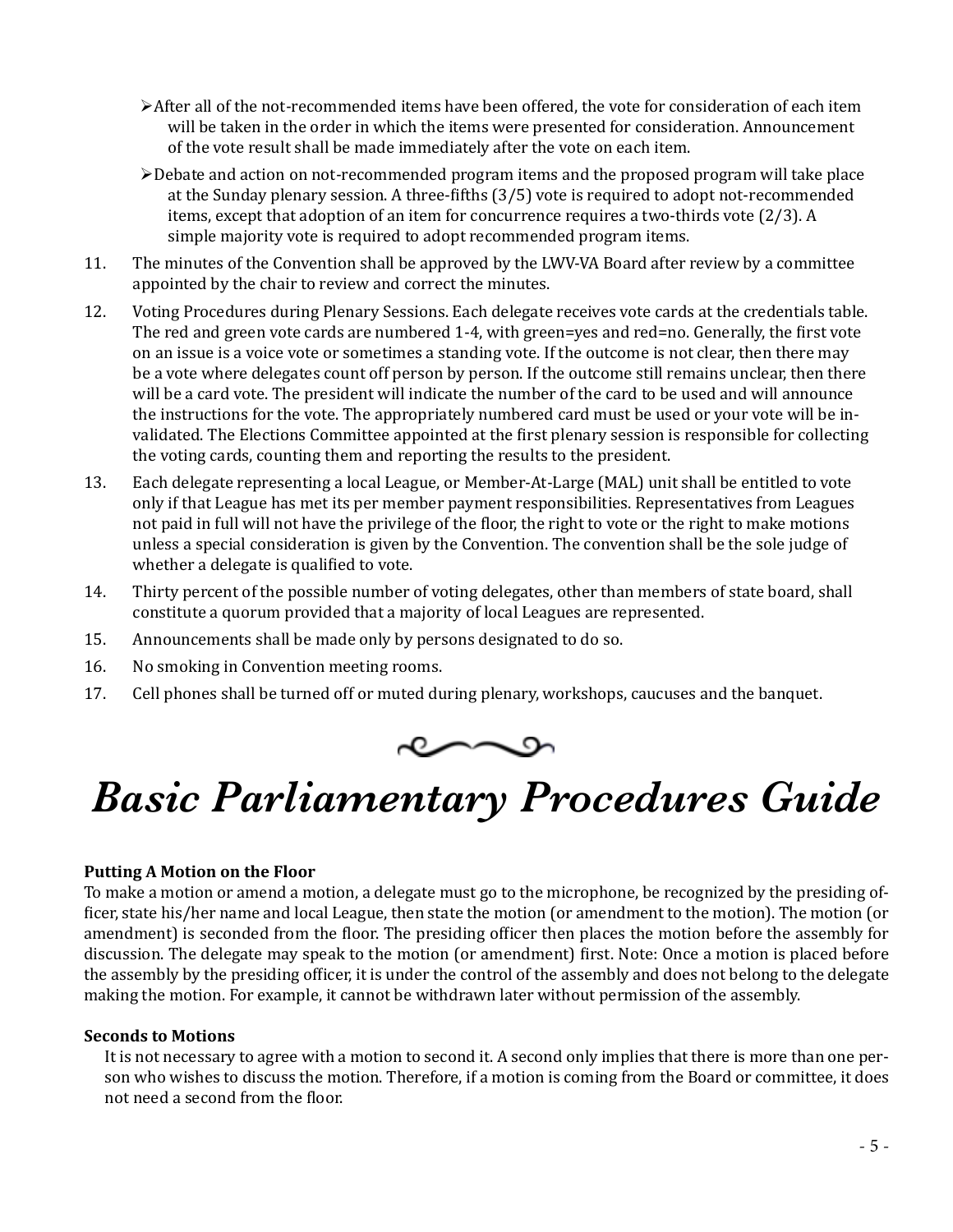- After all of the not-recommended items have been offered, the vote for consideration of each item will be taken in the order in which the items were presented for consideration. Announcement of the vote result shall be made immediately after the vote on each item.
- Debate and action on not-recommended program items and the proposed program will take place at the Sunday plenary session. A three-fifths (3/5) vote is required to adopt not-recommended items, except that adoption of an item for concurrence requires a two-thirds vote (2/3). A simple majority vote is required to adopt recommended program items.

11. The minutes of the Convention shall be approved by the LWV-VA Board after review by a committee appointed by the chair to review and correct the minutes.
12. Voting Procedures during Plenary Sessions. Each delegate receives vote cards at the credentials table. The red and green vote cards are numbered 1-4, with green=yes and red=no. Generally, the first vote on an issue is a voice vote or sometimes a standing vote. If the outcome is not clear, then there may be a vote where delegates count off person by person. If the outcome still remains unclear, then there will be a card vote. The president will indicate the number of the card to be used and will announce the instructions for the vote. The appropriately numbered card must be used or your vote will be invalidated. The Elections Committee appointed at the first plenary session is responsible for collecting the voting cards, counting them and reporting the results to the president.
13. Each delegate representing a local League, or Member-At-Large (MAL) unit shall be entitled to vote only if that League has met its per member payment responsibilities. Representatives from Leagues not paid in full will not have the privilege of the floor, the right to vote or the right to make motions unless a special consideration is given by the Convention. The convention shall be the sole judge of whether a delegate is qualified to vote.
14. Thirty percent of the possible number of voting delegates, other than members of state board, shall constitute a quorum provided that a majority of local Leagues are represented.
15. Announcements shall be made only by persons designated to do so.
16. No smoking in Convention meeting rooms.
17. Cell phones shall be turned off or muted during plenary, workshops, caucuses and the banquet.

# *Basic Parliamentary Procedures Guide*

**Putting A Motion on the Floor**

To make a motion or amend a motion, a delegate must go to the microphone, be recognized by the presiding officer, state his/her name and local League, then state the motion (or amendment to the motion). The motion (or amendment) is seconded from the floor. The presiding officer then places the motion before the assembly for discussion. The delegate may speak to the motion (or amendment) first. Note: Once a motion is placed before the assembly by the presiding officer, it is under the control of the assembly and does not belong to the delegate making the motion. For example, it cannot be withdrawn later without permission of the assembly.

**Seconds to Motions**

It is not necessary to agree with a motion to second it. A second only implies that there is more than one person who wishes to discuss the motion. Therefore, if a motion is coming from the Board or committee, it does not need a second from the floor.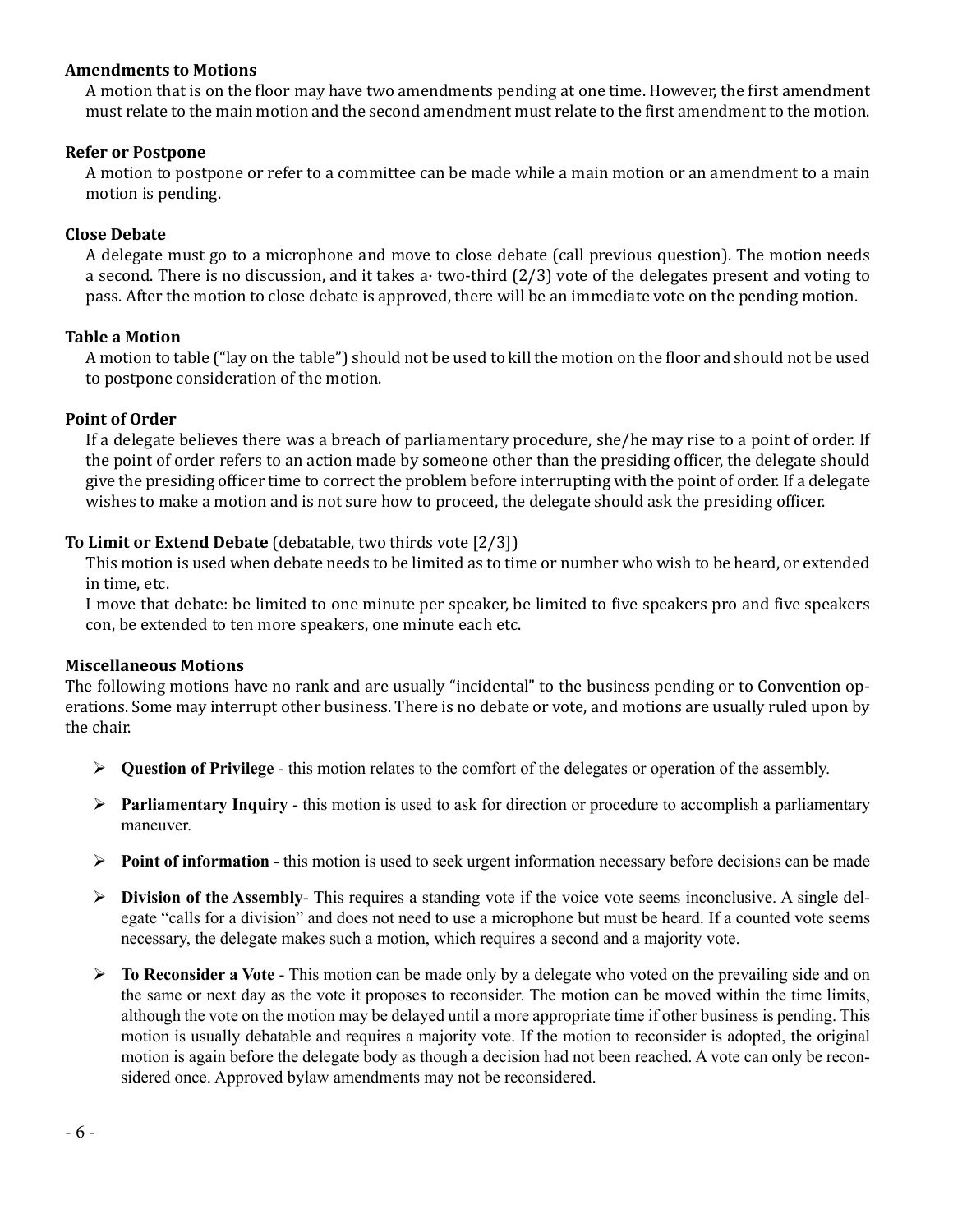**Amendments to Motions**

A motion that is on the floor may have two amendments pending at one time. However, the first amendment must relate to the main motion and the second amendment must relate to the first amendment to the motion.

**Refer or Postpone**

A motion to postpone or refer to a committee can be made while a main motion or an amendment to a main motion is pending.

**Close Debate**

A delegate must go to a microphone and move to close debate (call previous question). The motion needs a second. There is no discussion, and it takes a· two-third (2/3) vote of the delegates present and voting to pass. After the motion to close debate is approved, there will be an immediate vote on the pending motion.

**Table a Motion**

A motion to table ("lay on the table") should not be used to kill the motion on the floor and should not be used to postpone consideration of the motion.

**Point of Order**

If a delegate believes there was a breach of parliamentary procedure, she/he may rise to a point of order. If the point of order refers to an action made by someone other than the presiding officer, the delegate should give the presiding officer time to correct the problem before interrupting with the point of order. If a delegate wishes to make a motion and is not sure how to proceed, the delegate should ask the presiding officer.

**To Limit or Extend Debate** (debatable, two thirds vote [2/3])

This motion is used when debate needs to be limited as to time or number who wish to be heard, or extended in time, etc.

I move that debate: be limited to one minute per speaker, be limited to five speakers pro and five speakers con, be extended to ten more speakers, one minute each etc.

**Miscellaneous Motions**

The following motions have no rank and are usually "incidental" to the business pending or to Convention operations. Some may interrupt other business. There is no debate or vote, and motions are usually ruled upon by the chair.

- **Question of Privilege** - this motion relates to the comfort of the delegates or operation of the assembly.
- **Parliamentary Inquiry** - this motion is used to ask for direction or procedure to accomplish a parliamentary maneuver.
- **Point of information** - this motion is used to seek urgent information necessary before decisions can be made
- **Division of the Assembly**- This requires a standing vote if the voice vote seems inconclusive. A single delegate "calls for a division" and does not need to use a microphone but must be heard. If a counted vote seems necessary, the delegate makes such a motion, which requires a second and a majority vote.
- **To Reconsider a Vote** - This motion can be made only by a delegate who voted on the prevailing side and on the same or next day as the vote it proposes to reconsider. The motion can be moved within the time limits, although the vote on the motion may be delayed until a more appropriate time if other business is pending. This motion is usually debatable and requires a majority vote. If the motion to reconsider is adopted, the original motion is again before the delegate body as though a decision had not been reached. A vote can only be reconsidered once. Approved bylaw amendments may not be reconsidered.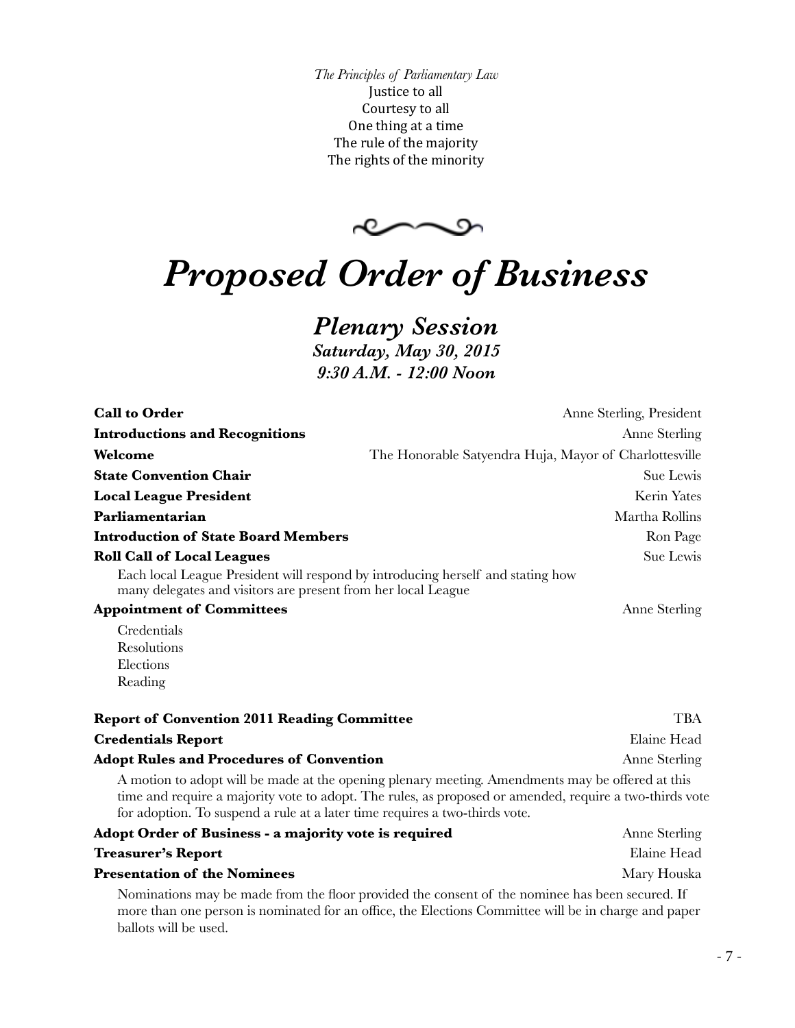*The Principles of Parliamentary Law*
Justice to all
Courtesy to all
One thing at a time
The rule of the majority
The rights of the minority

# *Proposed Order of Business*

## *Plenary Session*

***Saturday, May 30, 2015***
***9:30 A.M. - 12:00 Noon***

**Call to Order** — Anne Sterling, President

**Introductions and Recognitions** — Anne Sterling

**Welcome** — The Honorable Satyendra Huja, Mayor of Charlottesville

**State Convention Chair** — Sue Lewis

**Local League President** — Kerin Yates

**Parliamentarian** — Martha Rollins

**Introduction of State Board Members** — Ron Page

**Roll Call of Local Leagues** — Sue Lewis

Each local League President will respond by introducing herself and stating how many delegates and visitors are present from her local League

**Appointment of Committees** — Anne Sterling

Credentials
Resolutions
Elections
Reading

**Report of Convention 2011 Reading Committee** — TBA

**Credentials Report** — Elaine Head

**Adopt Rules and Procedures of Convention** — Anne Sterling

A motion to adopt will be made at the opening plenary meeting. Amendments may be offered at this time and require a majority vote to adopt. The rules, as proposed or amended, require a two-thirds vote for adoption. To suspend a rule at a later time requires a two-thirds vote.

**Adopt Order of Business - a majority vote is required** — Anne Sterling

**Treasurer's Report** — Elaine Head

**Presentation of the Nominees** — Mary Houska

Nominations may be made from the floor provided the consent of the nominee has been secured. If more than one person is nominated for an office, the Elections Committee will be in charge and paper ballots will be used.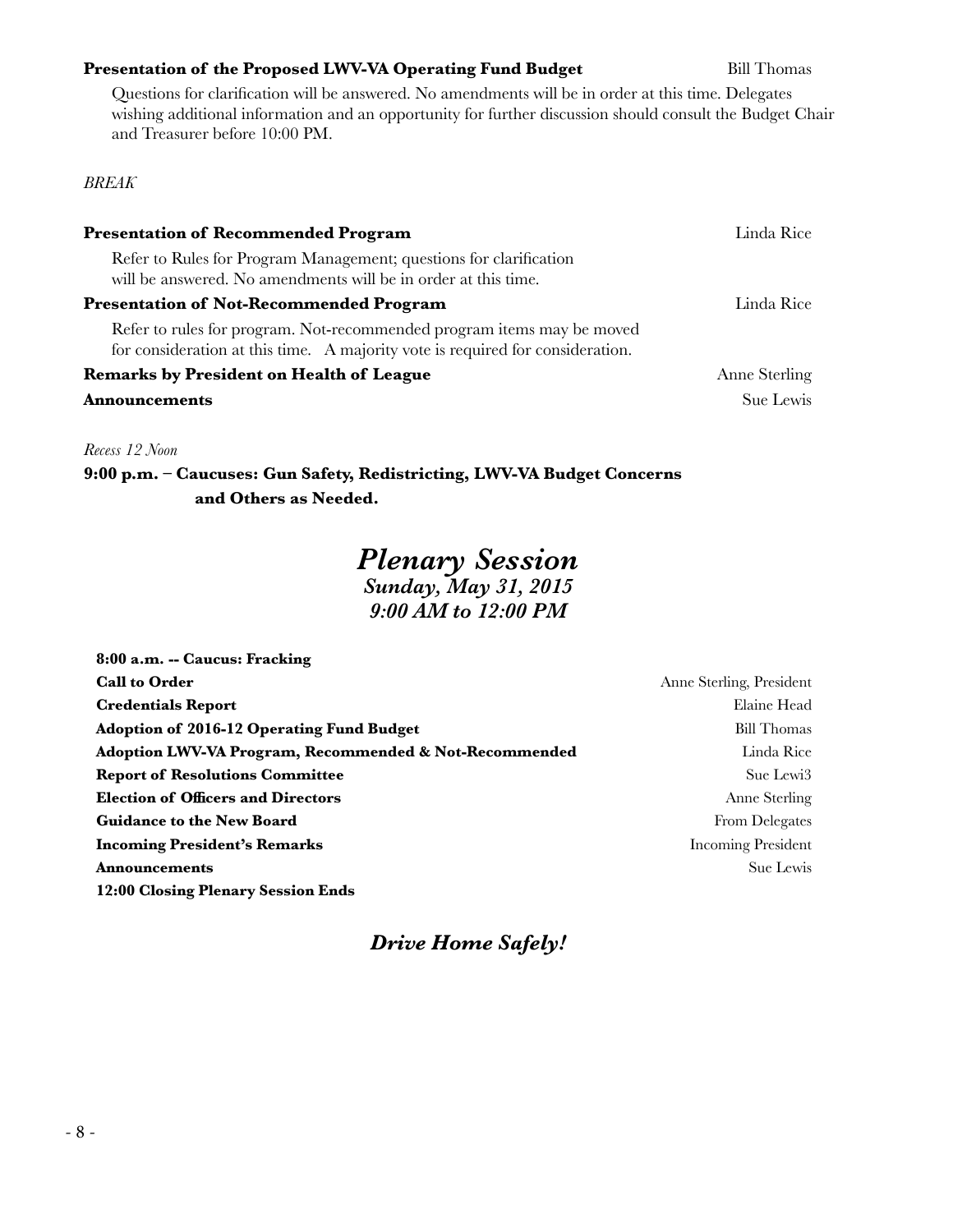**Presentation of the Proposed LWV-VA Operating Fund Budget** Bill Thomas

Questions for clarification will be answered. No amendments will be in order at this time. Delegates wishing additional information and an opportunity for further discussion should consult the Budget Chair and Treasurer before 10:00 PM.

*BREAK*

**Presentation of Recommended Program** Linda Rice

Refer to Rules for Program Management; questions for clarification will be answered. No amendments will be in order at this time.

**Presentation of Not-Recommended Program** Linda Rice

Refer to rules for program. Not-recommended program items may be moved for consideration at this time. A majority vote is required for consideration.

**Remarks by President on Health of League** Anne Sterling

**Announcements** Sue Lewis

*Recess 12 Noon*

**9:00 p.m. – Caucuses: Gun Safety, Redistricting, LWV-VA Budget Concerns and Others as Needed.**

# *Plenary Session*

### *Sunday, May 31, 2015*
### *9:00 AM to 12:00 PM*

**8:00 a.m. -- Caucus: Fracking**

**Call to Order** Anne Sterling, President

**Credentials Report** Elaine Head

**Adoption of 2016-12 Operating Fund Budget** Bill Thomas

**Adoption LWV-VA Program, Recommended & Not-Recommended** Linda Rice

**Report of Resolutions Committee** Sue Lewi3

**Election of Officers and Directors** Anne Sterling

**Guidance to the New Board** From Delegates

**Incoming President's Remarks** Incoming President

**Announcements** Sue Lewis

**12:00 Closing Plenary Session Ends**

## ***Drive Home Safely!***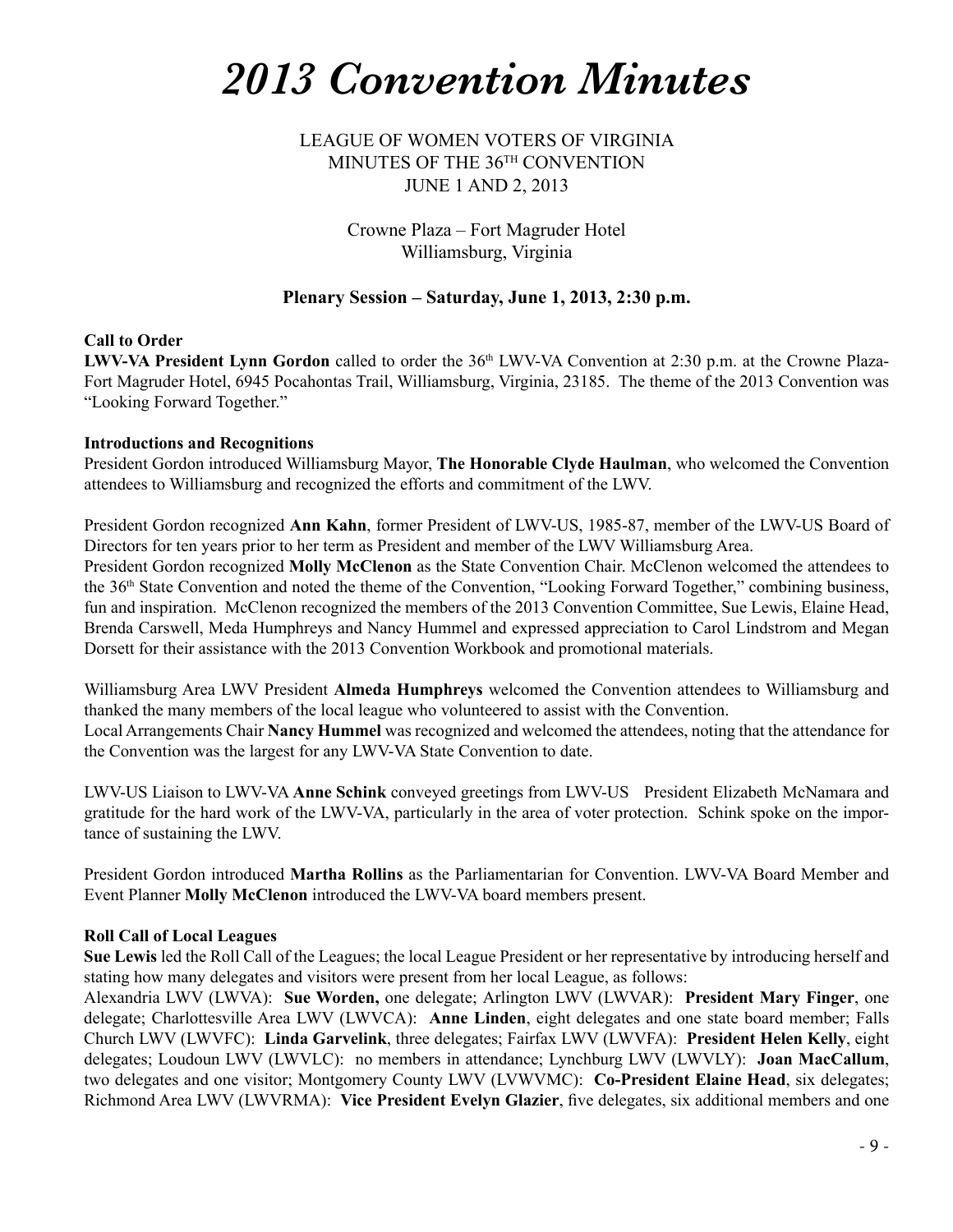# *2013 Convention Minutes*

LEAGUE OF WOMEN VOTERS OF VIRGINIA
MINUTES OF THE 36TH CONVENTION
JUNE 1 AND 2, 2013

Crowne Plaza – Fort Magruder Hotel
Williamsburg, Virginia

**Plenary Session – Saturday, June 1, 2013, 2:30 p.m.**

**Call to Order**

**LWV-VA President Lynn Gordon** called to order the 36th LWV-VA Convention at 2:30 p.m. at the Crowne Plaza-Fort Magruder Hotel, 6945 Pocahontas Trail, Williamsburg, Virginia, 23185. The theme of the 2013 Convention was "Looking Forward Together."

**Introductions and Recognitions**

President Gordon introduced Williamsburg Mayor, **The Honorable Clyde Haulman**, who welcomed the Convention attendees to Williamsburg and recognized the efforts and commitment of the LWV.

President Gordon recognized **Ann Kahn**, former President of LWV-US, 1985-87, member of the LWV-US Board of Directors for ten years prior to her term as President and member of the LWV Williamsburg Area.

President Gordon recognized **Molly McClenon** as the State Convention Chair. McClenon welcomed the attendees to the 36th State Convention and noted the theme of the Convention, "Looking Forward Together," combining business, fun and inspiration. McClenon recognized the members of the 2013 Convention Committee, Sue Lewis, Elaine Head, Brenda Carswell, Meda Humphreys and Nancy Hummel and expressed appreciation to Carol Lindstrom and Megan Dorsett for their assistance with the 2013 Convention Workbook and promotional materials.

Williamsburg Area LWV President **Almeda Humphreys** welcomed the Convention attendees to Williamsburg and thanked the many members of the local league who volunteered to assist with the Convention.

Local Arrangements Chair **Nancy Hummel** was recognized and welcomed the attendees, noting that the attendance for the Convention was the largest for any LWV-VA State Convention to date.

LWV-US Liaison to LWV-VA **Anne Schink** conveyed greetings from LWV-US President Elizabeth McNamara and gratitude for the hard work of the LWV-VA, particularly in the area of voter protection. Schink spoke on the importance of sustaining the LWV.

President Gordon introduced **Martha Rollins** as the Parliamentarian for Convention. LWV-VA Board Member and Event Planner **Molly McClenon** introduced the LWV-VA board members present.

**Roll Call of Local Leagues**

**Sue Lewis** led the Roll Call of the Leagues; the local League President or her representative by introducing herself and stating how many delegates and visitors were present from her local League, as follows:

Alexandria LWV (LWVA): **Sue Worden,** one delegate; Arlington LWV (LWVAR): **President Mary Finger**, one delegate; Charlottesville Area LWV (LWVCA): **Anne Linden**, eight delegates and one state board member; Falls Church LWV (LWVFC): **Linda Garvelink**, three delegates; Fairfax LWV (LWVFA): **President Helen Kelly**, eight delegates; Loudoun LWV (LWVLC): no members in attendance; Lynchburg LWV (LWVLY): **Joan MacCallum**, two delegates and one visitor; Montgomery County LWV (LVWVMC): **Co-President Elaine Head**, six delegates; Richmond Area LWV (LWVRMA): **Vice President Evelyn Glazier**, five delegates, six additional members and one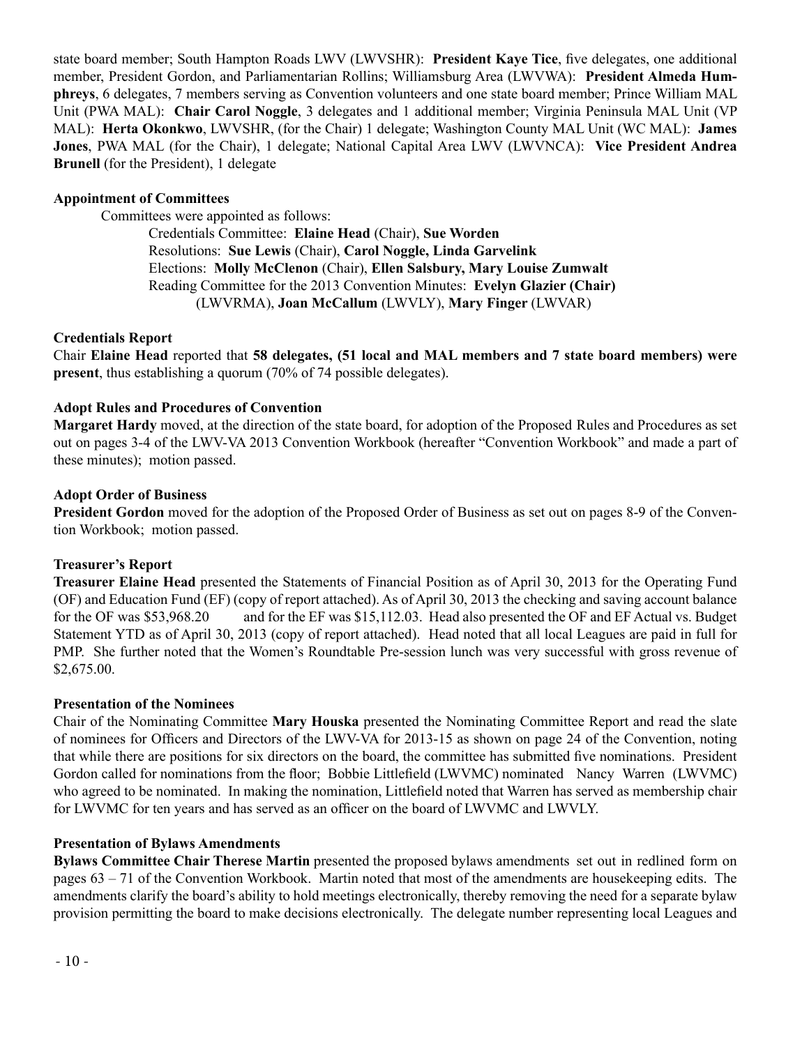state board member; South Hampton Roads LWV (LWVSHR): **President Kaye Tice**, five delegates, one additional member, President Gordon, and Parliamentarian Rollins; Williamsburg Area (LWVWA): **President Almeda Humphreys**, 6 delegates, 7 members serving as Convention volunteers and one state board member; Prince William MAL Unit (PWA MAL): **Chair Carol Noggle**, 3 delegates and 1 additional member; Virginia Peninsula MAL Unit (VP MAL): **Herta Okonkwo**, LWVSHR, (for the Chair) 1 delegate; Washington County MAL Unit (WC MAL): **James Jones**, PWA MAL (for the Chair), 1 delegate; National Capital Area LWV (LWVNCA): **Vice President Andrea Brunell** (for the President), 1 delegate

**Appointment of Committees**

Committees were appointed as follows:

Credentials Committee: **Elaine Head** (Chair), **Sue Worden**
Resolutions: **Sue Lewis** (Chair), **Carol Noggle, Linda Garvelink**
Elections: **Molly McClenon** (Chair), **Ellen Salsbury, Mary Louise Zumwalt**
Reading Committee for the 2013 Convention Minutes: **Evelyn Glazier (Chair)** (LWVRMA), **Joan McCallum** (LWVLY), **Mary Finger** (LWVAR)

**Credentials Report**

Chair **Elaine Head** reported that **58 delegates, (51 local and MAL members and 7 state board members) were present**, thus establishing a quorum (70% of 74 possible delegates).

**Adopt Rules and Procedures of Convention**

**Margaret Hardy** moved, at the direction of the state board, for adoption of the Proposed Rules and Procedures as set out on pages 3-4 of the LWV-VA 2013 Convention Workbook (hereafter "Convention Workbook" and made a part of these minutes); motion passed.

**Adopt Order of Business**

**President Gordon** moved for the adoption of the Proposed Order of Business as set out on pages 8-9 of the Convention Workbook; motion passed.

**Treasurer's Report**

**Treasurer Elaine Head** presented the Statements of Financial Position as of April 30, 2013 for the Operating Fund (OF) and Education Fund (EF) (copy of report attached). As of April 30, 2013 the checking and saving account balance for the OF was $53,968.20 and for the EF was $15,112.03. Head also presented the OF and EF Actual vs. Budget Statement YTD as of April 30, 2013 (copy of report attached). Head noted that all local Leagues are paid in full for PMP. She further noted that the Women's Roundtable Pre-session lunch was very successful with gross revenue of $2,675.00.

**Presentation of the Nominees**

Chair of the Nominating Committee **Mary Houska** presented the Nominating Committee Report and read the slate of nominees for Officers and Directors of the LWV-VA for 2013-15 as shown on page 24 of the Convention, noting that while there are positions for six directors on the board, the committee has submitted five nominations. President Gordon called for nominations from the floor; Bobbie Littlefield (LWVMC) nominated Nancy Warren (LWVMC) who agreed to be nominated. In making the nomination, Littlefield noted that Warren has served as membership chair for LWVMC for ten years and has served as an officer on the board of LWVMC and LWVLY.

**Presentation of Bylaws Amendments**

**Bylaws Committee Chair Therese Martin** presented the proposed bylaws amendments set out in redlined form on pages 63 – 71 of the Convention Workbook. Martin noted that most of the amendments are housekeeping edits. The amendments clarify the board's ability to hold meetings electronically, thereby removing the need for a separate bylaw provision permitting the board to make decisions electronically. The delegate number representing local Leagues and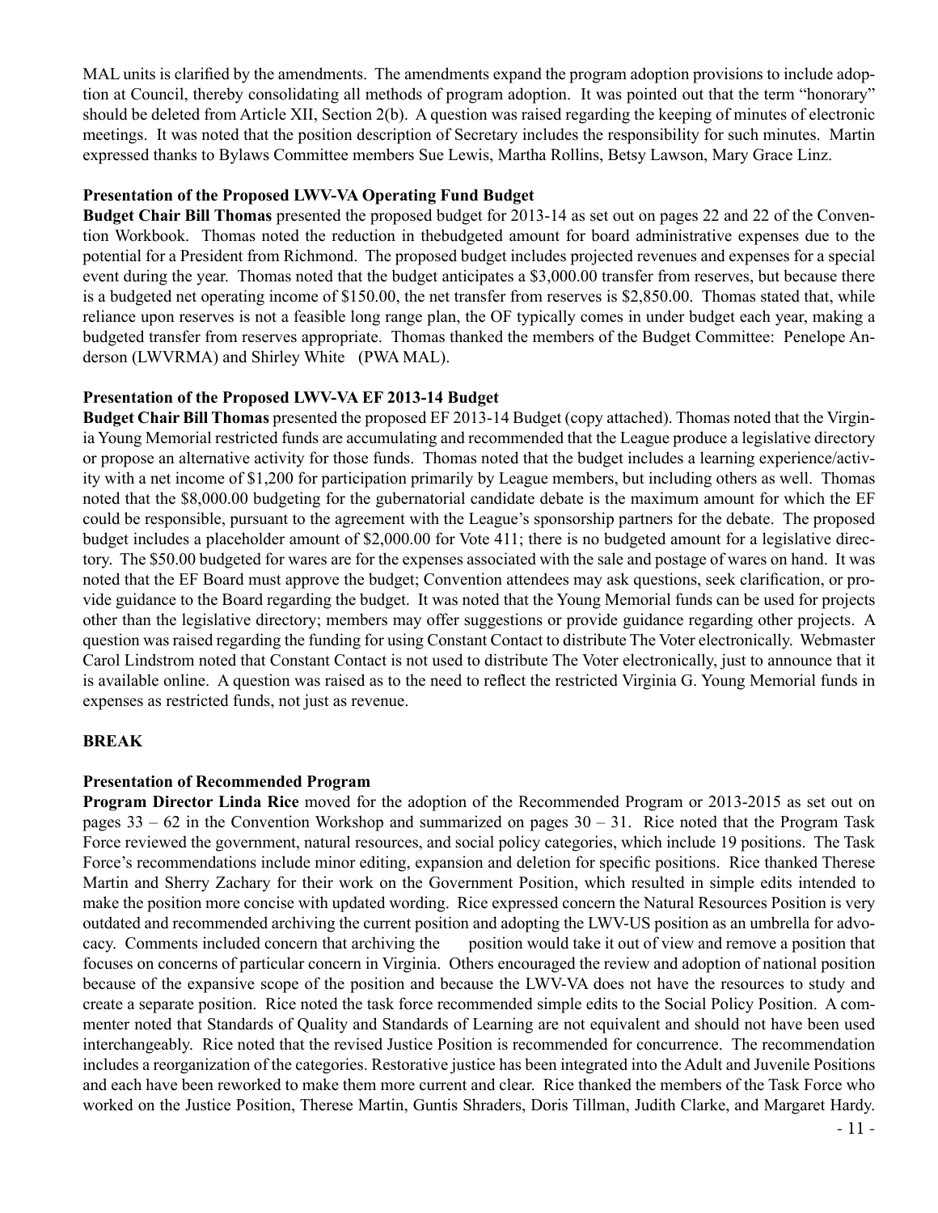MAL units is clarified by the amendments. The amendments expand the program adoption provisions to include adoption at Council, thereby consolidating all methods of program adoption. It was pointed out that the term "honorary" should be deleted from Article XII, Section 2(b). A question was raised regarding the keeping of minutes of electronic meetings. It was noted that the position description of Secretary includes the responsibility for such minutes. Martin expressed thanks to Bylaws Committee members Sue Lewis, Martha Rollins, Betsy Lawson, Mary Grace Linz.

**Presentation of the Proposed LWV-VA Operating Fund Budget**

**Budget Chair Bill Thomas** presented the proposed budget for 2013-14 as set out on pages 22 and 22 of the Convention Workbook. Thomas noted the reduction in thebudgeted amount for board administrative expenses due to the potential for a President from Richmond. The proposed budget includes projected revenues and expenses for a special event during the year. Thomas noted that the budget anticipates a $3,000.00 transfer from reserves, but because there is a budgeted net operating income of $150.00, the net transfer from reserves is $2,850.00. Thomas stated that, while reliance upon reserves is not a feasible long range plan, the OF typically comes in under budget each year, making a budgeted transfer from reserves appropriate. Thomas thanked the members of the Budget Committee: Penelope Anderson (LWVRMA) and Shirley White (PWA MAL).

**Presentation of the Proposed LWV-VA EF 2013-14 Budget**

**Budget Chair Bill Thomas** presented the proposed EF 2013-14 Budget (copy attached). Thomas noted that the Virginia Young Memorial restricted funds are accumulating and recommended that the League produce a legislative directory or propose an alternative activity for those funds. Thomas noted that the budget includes a learning experience/activity with a net income of $1,200 for participation primarily by League members, but including others as well. Thomas noted that the $8,000.00 budgeting for the gubernatorial candidate debate is the maximum amount for which the EF could be responsible, pursuant to the agreement with the League's sponsorship partners for the debate. The proposed budget includes a placeholder amount of $2,000.00 for Vote 411; there is no budgeted amount for a legislative directory. The $50.00 budgeted for wares are for the expenses associated with the sale and postage of wares on hand. It was noted that the EF Board must approve the budget; Convention attendees may ask questions, seek clarification, or provide guidance to the Board regarding the budget. It was noted that the Young Memorial funds can be used for projects other than the legislative directory; members may offer suggestions or provide guidance regarding other projects. A question was raised regarding the funding for using Constant Contact to distribute The Voter electronically. Webmaster Carol Lindstrom noted that Constant Contact is not used to distribute The Voter electronically, just to announce that it is available online. A question was raised as to the need to reflect the restricted Virginia G. Young Memorial funds in expenses as restricted funds, not just as revenue.

**BREAK**

**Presentation of Recommended Program**

**Program Director Linda Rice** moved for the adoption of the Recommended Program or 2013-2015 as set out on pages 33 – 62 in the Convention Workshop and summarized on pages 30 – 31. Rice noted that the Program Task Force reviewed the government, natural resources, and social policy categories, which include 19 positions. The Task Force's recommendations include minor editing, expansion and deletion for specific positions. Rice thanked Therese Martin and Sherry Zachary for their work on the Government Position, which resulted in simple edits intended to make the position more concise with updated wording. Rice expressed concern the Natural Resources Position is very outdated and recommended archiving the current position and adopting the LWV-US position as an umbrella for advocacy. Comments included concern that archiving the position would take it out of view and remove a position that focuses on concerns of particular concern in Virginia. Others encouraged the review and adoption of national position because of the expansive scope of the position and because the LWV-VA does not have the resources to study and create a separate position. Rice noted the task force recommended simple edits to the Social Policy Position. A commenter noted that Standards of Quality and Standards of Learning are not equivalent and should not have been used interchangeably. Rice noted that the revised Justice Position is recommended for concurrence. The recommendation includes a reorganization of the categories. Restorative justice has been integrated into the Adult and Juvenile Positions and each have been reworked to make them more current and clear. Rice thanked the members of the Task Force who worked on the Justice Position, Therese Martin, Guntis Shraders, Doris Tillman, Judith Clarke, and Margaret Hardy.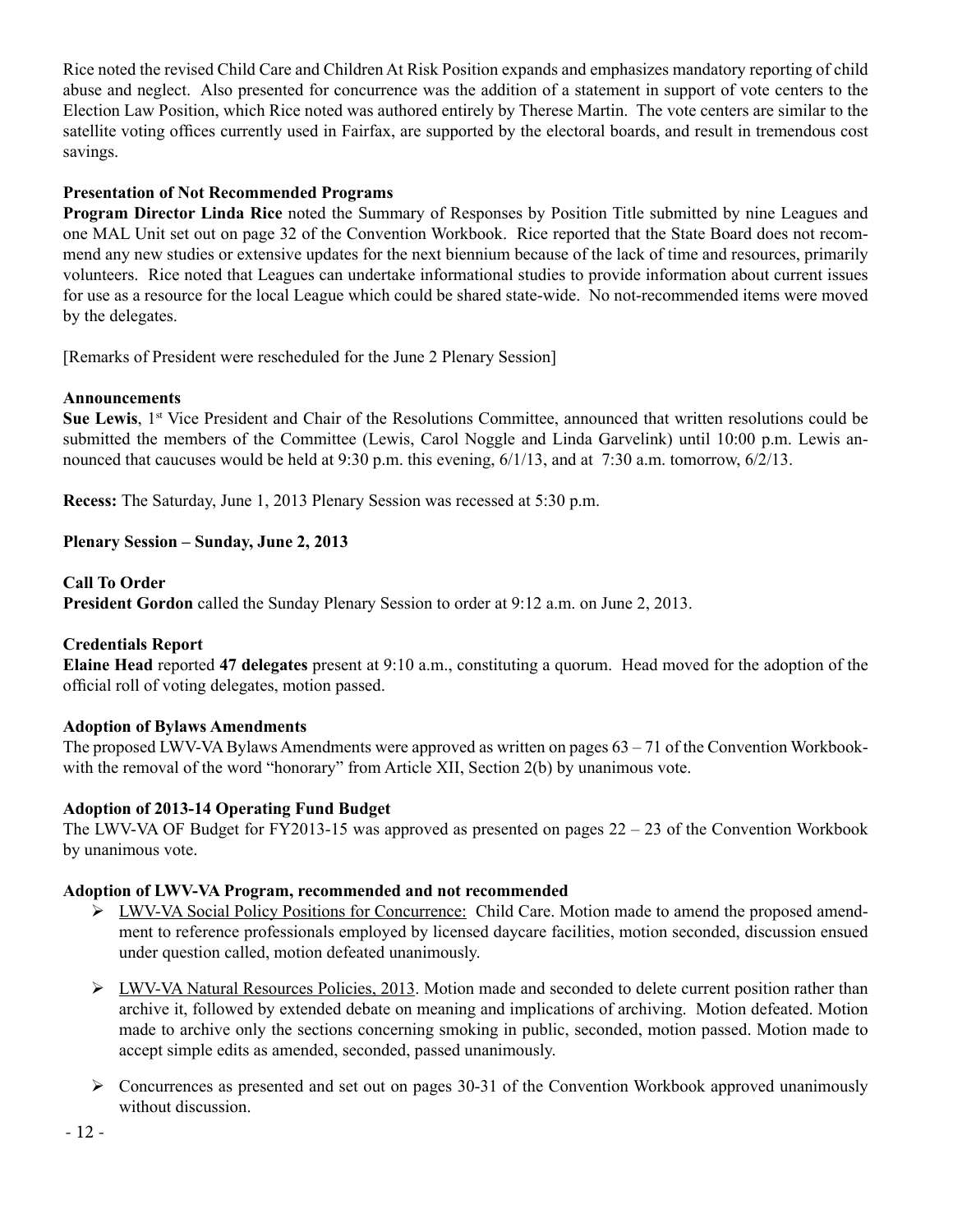Rice noted the revised Child Care and Children At Risk Position expands and emphasizes mandatory reporting of child abuse and neglect. Also presented for concurrence was the addition of a statement in support of vote centers to the Election Law Position, which Rice noted was authored entirely by Therese Martin. The vote centers are similar to the satellite voting offices currently used in Fairfax, are supported by the electoral boards, and result in tremendous cost savings.

**Presentation of Not Recommended Programs**

**Program Director Linda Rice** noted the Summary of Responses by Position Title submitted by nine Leagues and one MAL Unit set out on page 32 of the Convention Workbook. Rice reported that the State Board does not recommend any new studies or extensive updates for the next biennium because of the lack of time and resources, primarily volunteers. Rice noted that Leagues can undertake informational studies to provide information about current issues for use as a resource for the local League which could be shared state-wide. No not-recommended items were moved by the delegates.

[Remarks of President were rescheduled for the June 2 Plenary Session]

**Announcements**

**Sue Lewis**, 1st Vice President and Chair of the Resolutions Committee, announced that written resolutions could be submitted the members of the Committee (Lewis, Carol Noggle and Linda Garvelink) until 10:00 p.m. Lewis announced that caucuses would be held at 9:30 p.m. this evening, 6/1/13, and at 7:30 a.m. tomorrow, 6/2/13.

**Recess:** The Saturday, June 1, 2013 Plenary Session was recessed at 5:30 p.m.

**Plenary Session – Sunday, June 2, 2013**

**Call To Order**

**President Gordon** called the Sunday Plenary Session to order at 9:12 a.m. on June 2, 2013.

**Credentials Report**

**Elaine Head** reported **47 delegates** present at 9:10 a.m., constituting a quorum. Head moved for the adoption of the official roll of voting delegates, motion passed.

**Adoption of Bylaws Amendments**

The proposed LWV-VA Bylaws Amendments were approved as written on pages 63 – 71 of the Convention Workbook- with the removal of the word "honorary" from Article XII, Section 2(b) by unanimous vote.

**Adoption of 2013-14 Operating Fund Budget**

The LWV-VA OF Budget for FY2013-15 was approved as presented on pages 22 – 23 of the Convention Workbook by unanimous vote.

**Adoption of LWV-VA Program, recommended and not recommended**

- LWV-VA Social Policy Positions for Concurrence: Child Care. Motion made to amend the proposed amendment to reference professionals employed by licensed daycare facilities, motion seconded, discussion ensued under question called, motion defeated unanimously.
- LWV-VA Natural Resources Policies, 2013. Motion made and seconded to delete current position rather than archive it, followed by extended debate on meaning and implications of archiving. Motion defeated. Motion made to archive only the sections concerning smoking in public, seconded, motion passed. Motion made to accept simple edits as amended, seconded, passed unanimously.
- Concurrences as presented and set out on pages 30-31 of the Convention Workbook approved unanimously without discussion.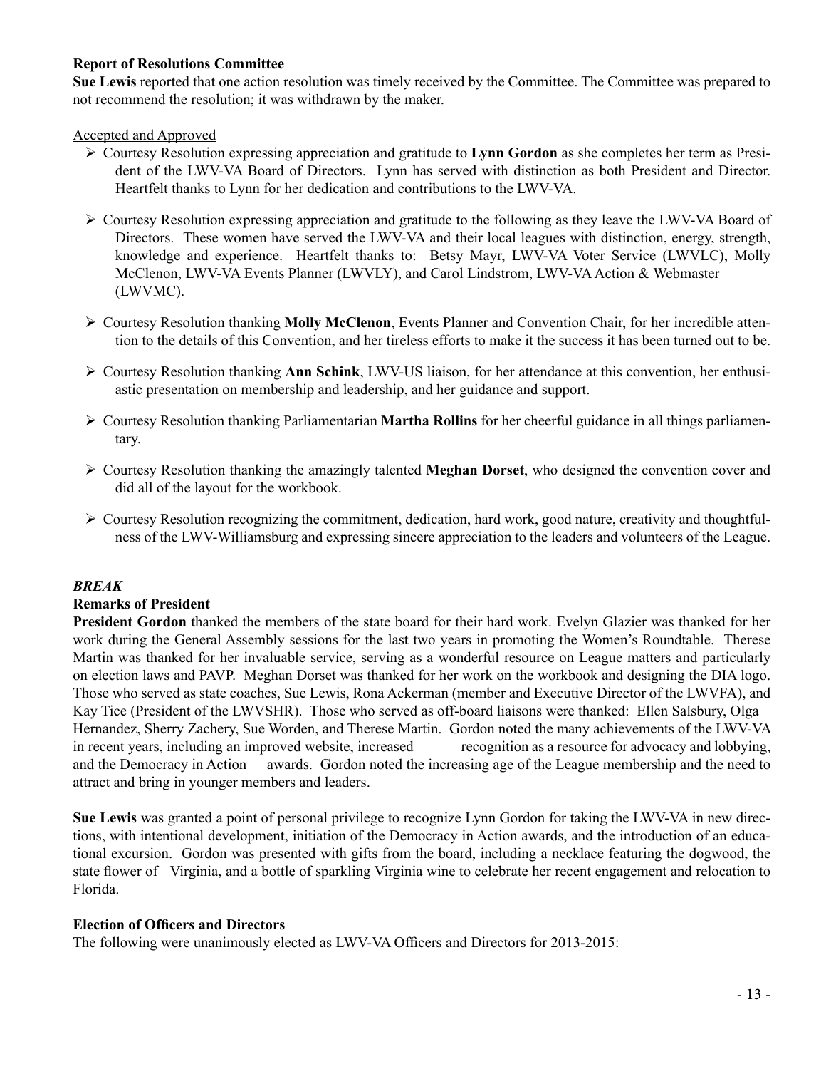**Report of Resolutions Committee**

**Sue Lewis** reported that one action resolution was timely received by the Committee. The Committee was prepared to not recommend the resolution; it was withdrawn by the maker.

Accepted and Approved

- Courtesy Resolution expressing appreciation and gratitude to **Lynn Gordon** as she completes her term as President of the LWV-VA Board of Directors. Lynn has served with distinction as both President and Director. Heartfelt thanks to Lynn for her dedication and contributions to the LWV-VA.
- Courtesy Resolution expressing appreciation and gratitude to the following as they leave the LWV-VA Board of Directors. These women have served the LWV-VA and their local leagues with distinction, energy, strength, knowledge and experience. Heartfelt thanks to: Betsy Mayr, LWV-VA Voter Service (LWVLC), Molly McClenon, LWV-VA Events Planner (LWVLY), and Carol Lindstrom, LWV-VA Action & Webmaster (LWVMC).
- Courtesy Resolution thanking **Molly McClenon**, Events Planner and Convention Chair, for her incredible attention to the details of this Convention, and her tireless efforts to make it the success it has been turned out to be.
- Courtesy Resolution thanking **Ann Schink**, LWV-US liaison, for her attendance at this convention, her enthusiastic presentation on membership and leadership, and her guidance and support.
- Courtesy Resolution thanking Parliamentarian **Martha Rollins** for her cheerful guidance in all things parliamentary.
- Courtesy Resolution thanking the amazingly talented **Meghan Dorset**, who designed the convention cover and did all of the layout for the workbook.
- Courtesy Resolution recognizing the commitment, dedication, hard work, good nature, creativity and thoughtfulness of the LWV-Williamsburg and expressing sincere appreciation to the leaders and volunteers of the League.

***BREAK***

**Remarks of President**

**President Gordon** thanked the members of the state board for their hard work. Evelyn Glazier was thanked for her work during the General Assembly sessions for the last two years in promoting the Women's Roundtable. Therese Martin was thanked for her invaluable service, serving as a wonderful resource on League matters and particularly on election laws and PAVP. Meghan Dorset was thanked for her work on the workbook and designing the DIA logo. Those who served as state coaches, Sue Lewis, Rona Ackerman (member and Executive Director of the LWVFA), and Kay Tice (President of the LWVSHR). Those who served as off-board liaisons were thanked: Ellen Salsbury, Olga Hernandez, Sherry Zachery, Sue Worden, and Therese Martin. Gordon noted the many achievements of the LWV-VA in recent years, including an improved website, increased recognition as a resource for advocacy and lobbying, and the Democracy in Action awards. Gordon noted the increasing age of the League membership and the need to attract and bring in younger members and leaders.

**Sue Lewis** was granted a point of personal privilege to recognize Lynn Gordon for taking the LWV-VA in new directions, with intentional development, initiation of the Democracy in Action awards, and the introduction of an educational excursion. Gordon was presented with gifts from the board, including a necklace featuring the dogwood, the state flower of Virginia, and a bottle of sparkling Virginia wine to celebrate her recent engagement and relocation to Florida.

**Election of Officers and Directors**

The following were unanimously elected as LWV-VA Officers and Directors for 2013-2015: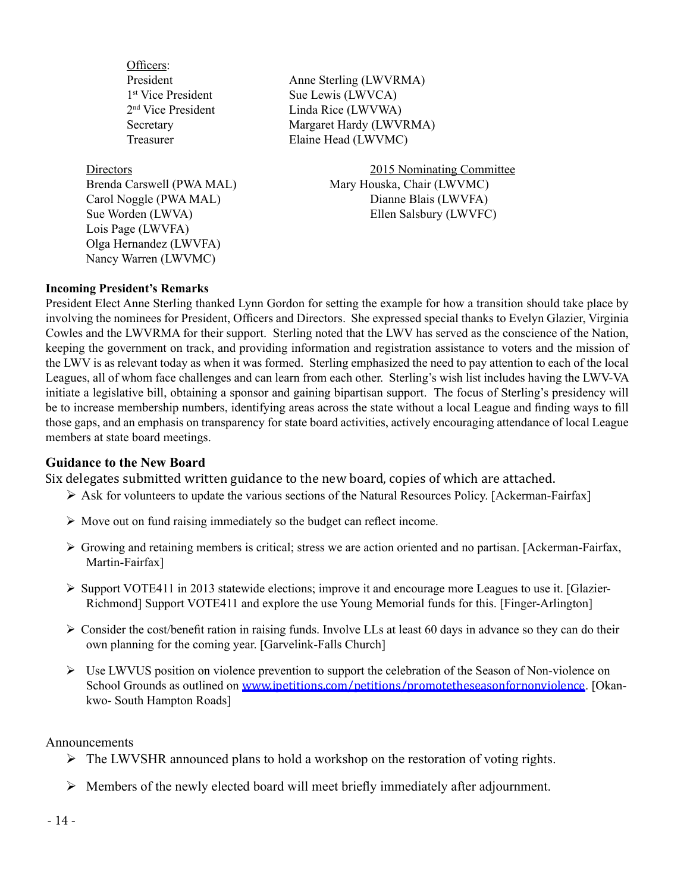Officers:

| | |
|---|---|
| President | Anne Sterling (LWVRMA) |
| 1st Vice President | Sue Lewis (LWVCA) |
| 2nd Vice President | Linda Rice (LWVWA) |
| Secretary | Margaret Hardy (LWVRMA) |
| Treasurer | Elaine Head (LWVMC) |

Directors

- Brenda Carswell (PWA MAL)
- Carol Noggle (PWA MAL)
- Sue Worden (LWVA)
- Lois Page (LWVFA)
- Olga Hernandez (LWVFA)
- Nancy Warren (LWVMC)

2015 Nominating Committee

- Mary Houska, Chair (LWVMC)
- Dianne Blais (LWVFA)
- Ellen Salsbury (LWVFC)

**Incoming President's Remarks**

President Elect Anne Sterling thanked Lynn Gordon for setting the example for how a transition should take place by involving the nominees for President, Officers and Directors. She expressed special thanks to Evelyn Glazier, Virginia Cowles and the LWVRMA for their support. Sterling noted that the LWV has served as the conscience of the Nation, keeping the government on track, and providing information and registration assistance to voters and the mission of the LWV is as relevant today as when it was formed. Sterling emphasized the need to pay attention to each of the local Leagues, all of whom face challenges and can learn from each other. Sterling's wish list includes having the LWV-VA initiate a legislative bill, obtaining a sponsor and gaining bipartisan support. The focus of Sterling's presidency will be to increase membership numbers, identifying areas across the state without a local League and finding ways to fill those gaps, and an emphasis on transparency for state board activities, actively encouraging attendance of local League members at state board meetings.

**Guidance to the New Board**

Six delegates submitted written guidance to the new board, copies of which are attached.

- Ask for volunteers to update the various sections of the Natural Resources Policy. [Ackerman-Fairfax]
- Move out on fund raising immediately so the budget can reflect income.
- Growing and retaining members is critical; stress we are action oriented and no partisan. [Ackerman-Fairfax, Martin-Fairfax]
- Support VOTE411 in 2013 statewide elections; improve it and encourage more Leagues to use it. [Glazier-Richmond] Support VOTE411 and explore the use Young Memorial funds for this. [Finger-Arlington]
- Consider the cost/benefit ration in raising funds. Involve LLs at least 60 days in advance so they can do their own planning for the coming year. [Garvelink-Falls Church]
- Use LWVUS position on violence prevention to support the celebration of the Season of Non-violence on School Grounds as outlined on www.ipetitions.com/petitions/promotetheseasonfornonviolence. [Okankwo- South Hampton Roads]

Announcements

- The LWVSHR announced plans to hold a workshop on the restoration of voting rights.
- Members of the newly elected board will meet briefly immediately after adjournment.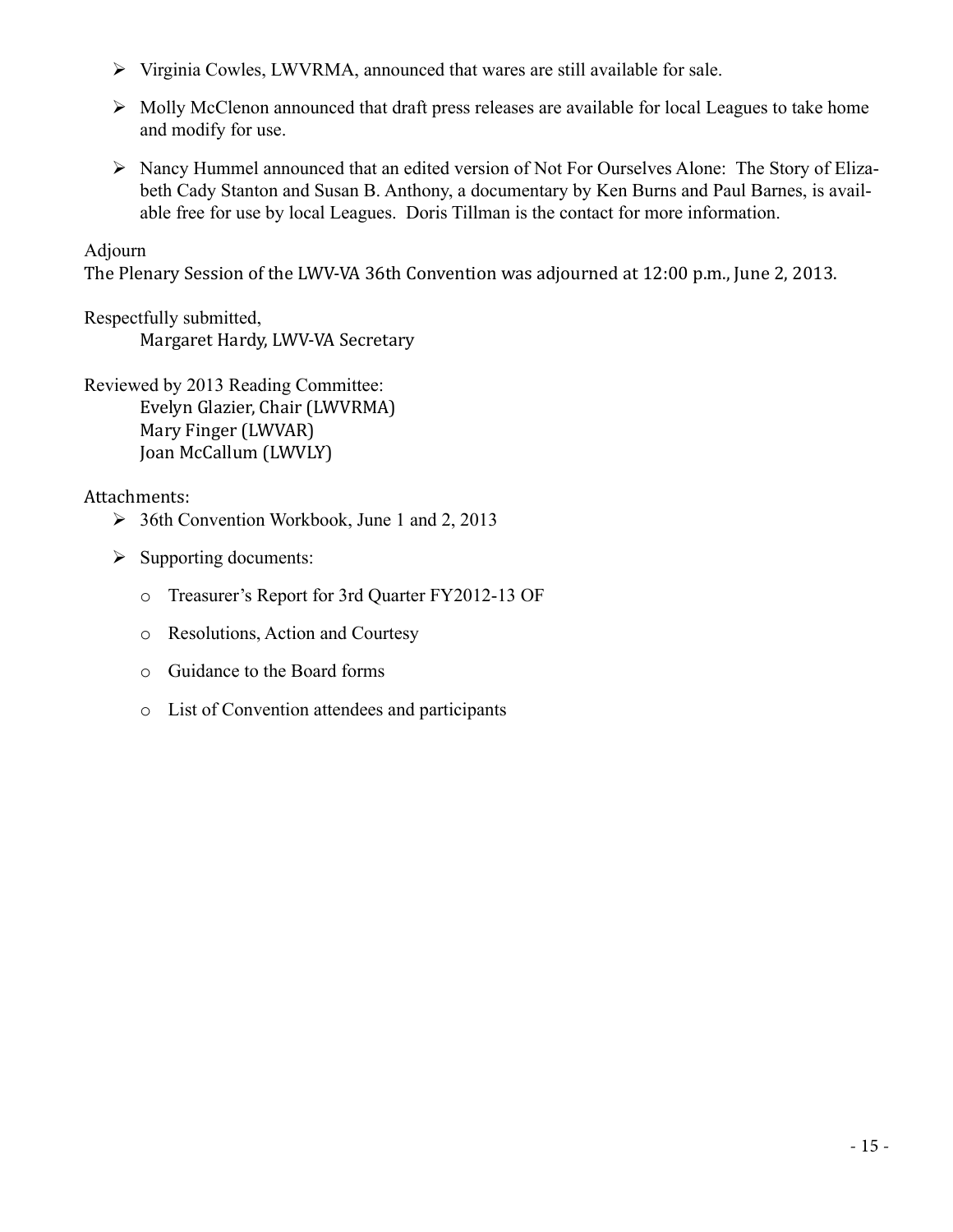- Virginia Cowles, LWVRMA, announced that wares are still available for sale.
- Molly McClenon announced that draft press releases are available for local Leagues to take home and modify for use.
- Nancy Hummel announced that an edited version of Not For Ourselves Alone: The Story of Elizabeth Cady Stanton and Susan B. Anthony, a documentary by Ken Burns and Paul Barnes, is available free for use by local Leagues. Doris Tillman is the contact for more information.

Adjourn

The Plenary Session of the LWV-VA 36th Convention was adjourned at 12:00 p.m., June 2, 2013.

Respectfully submitted,

Margaret Hardy, LWV-VA Secretary

Reviewed by 2013 Reading Committee:

Evelyn Glazier, Chair (LWVRMA)
Mary Finger (LWVAR)
Joan McCallum (LWVLY)

Attachments:

- 36th Convention Workbook, June 1 and 2, 2013
- Supporting documents:
  - Treasurer's Report for 3rd Quarter FY2012-13 OF
  - Resolutions, Action and Courtesy
  - Guidance to the Board forms
  - List of Convention attendees and participants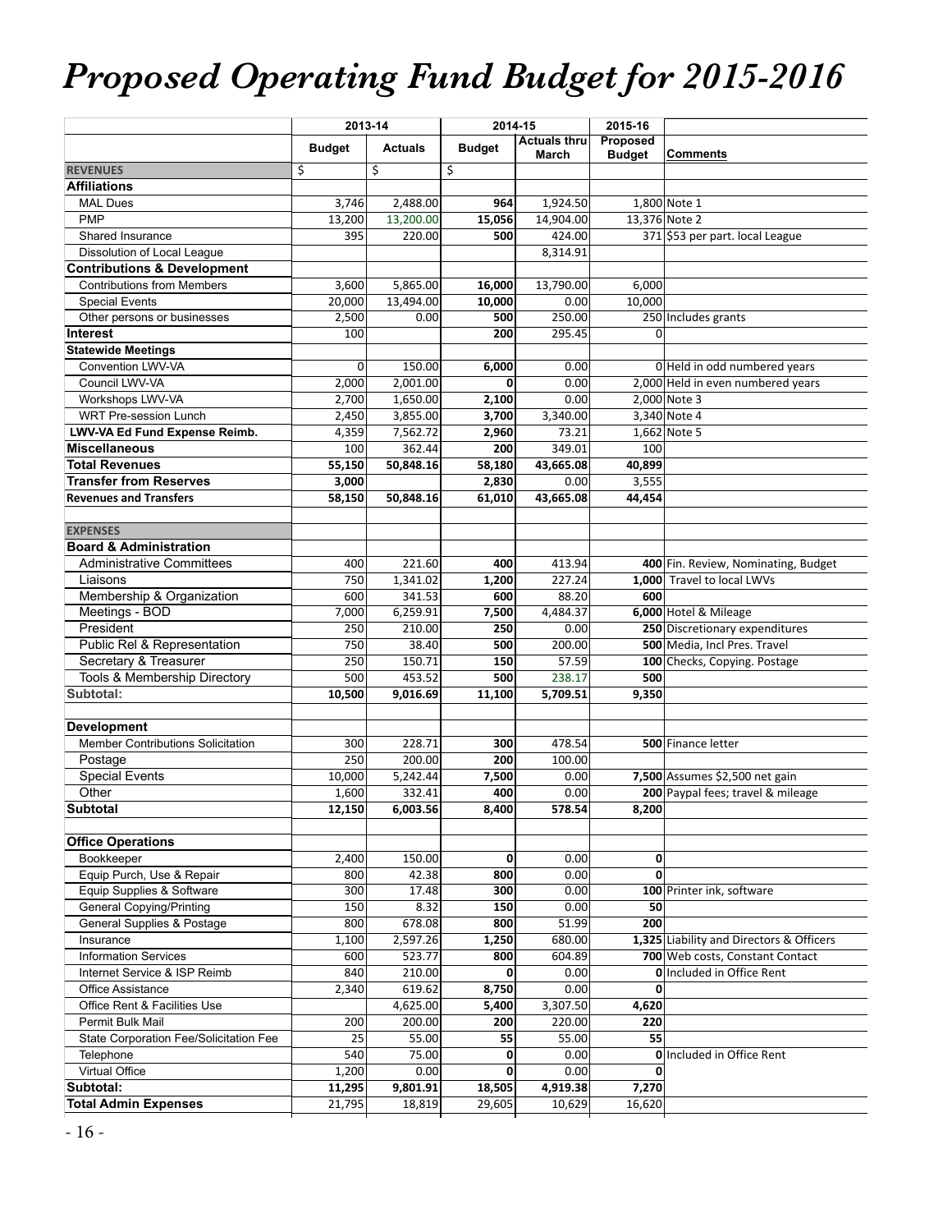# *Proposed Operating Fund Budget for 2015-2016*

| | 2013-14 | | 2014-15 | | 2015-16 | |
|---|---|---|---|---|---|---|
| | Budget | Actuals | Budget | Actuals thru March | Proposed Budget | Comments |
| **REVENUES** | $ | $ | $ | | | |
| **Affiliations** | | | | | | |
| MAL Dues | 3,746 | 2,488.00 | **964** | 1,924.50 | 1,800 | Note 1 |
| PMP | 13,200 | 13,200.00 | **15,056** | 14,904.00 | 13,376 | Note 2 |
| Shared Insurance | 395 | 220.00 | **500** | 424.00 | 371 | $53 per part. local League |
| Dissolution of Local League | | | | 8,314.91 | | |
| **Contributions & Development** | | | | | | |
| Contributions from Members | 3,600 | 5,865.00 | **16,000** | 13,790.00 | 6,000 | |
| Special Events | 20,000 | 13,494.00 | **10,000** | 0.00 | 10,000 | |
| Other persons or businesses | 2,500 | 0.00 | **500** | 250.00 | 250 | Includes grants |
| **Interest** | 100 | | **200** | 295.45 | 0 | |
| **Statewide Meetings** | | | | | | |
| Convention LWV-VA | 0 | 150.00 | **6,000** | 0.00 | 0 | Held in odd numbered years |
| Council LWV-VA | 2,000 | 2,001.00 | **0** | 0.00 | 2,000 | Held in even numbered years |
| Workshops LWV-VA | 2,700 | 1,650.00 | **2,100** | 0.00 | 2,000 | Note 3 |
| WRT Pre-session Lunch | 2,450 | 3,855.00 | **3,700** | 3,340.00 | 3,340 | Note 4 |
| **LWV-VA Ed Fund Expense Reimb.** | 4,359 | 7,562.72 | **2,960** | 73.21 | 1,662 | Note 5 |
| **Miscellaneous** | 100 | 362.44 | **200** | 349.01 | 100 | |
| **Total Revenues** | **55,150** | **50,848.16** | **58,180** | **43,665.08** | **40,899** | |
| **Transfer from Reserves** | **3,000** | | **2,830** | 0.00 | 3,555 | |
| **Revenues and Transfers** | **58,150** | **50,848.16** | **61,010** | **43,665.08** | **44,454** | |
| | | | | | | |
| **EXPENSES** | | | | | | |
| **Board & Administration** | | | | | | |
| Administrative Committees | 400 | 221.60 | **400** | 413.94 | **400** | Fin. Review, Nominating, Budget |
| Liaisons | 750 | 1,341.02 | **1,200** | 227.24 | **1,000** | Travel to local LWVs |
| Membership & Organization | 600 | 341.53 | **600** | 88.20 | **600** | |
| Meetings - BOD | 7,000 | 6,259.91 | **7,500** | 4,484.37 | **6,000** | Hotel & Mileage |
| President | 250 | 210.00 | **250** | 0.00 | **250** | Discretionary expenditures |
| Public Rel & Representation | 750 | 38.40 | **500** | 200.00 | **500** | Media, Incl Pres. Travel |
| Secretary & Treasurer | 250 | 150.71 | **150** | 57.59 | **100** | Checks, Copying. Postage |
| Tools & Membership Directory | 500 | 453.52 | **500** | 238.17 | **500** | |
| **Subtotal:** | **10,500** | **9,016.69** | **11,100** | **5,709.51** | **9,350** | |
| | | | | | | |
| **Development** | | | | | | |
| Member Contributions Solicitation | 300 | 228.71 | **300** | 478.54 | **500** | Finance letter |
| Postage | 250 | 200.00 | **200** | 100.00 | | |
| Special Events | 10,000 | 5,242.44 | **7,500** | 0.00 | **7,500** | Assumes $2,500 net gain |
| Other | 1,600 | 332.41 | **400** | 0.00 | **200** | Paypal fees; travel & mileage |
| **Subtotal** | **12,150** | **6,003.56** | **8,400** | **578.54** | **8,200** | |
| | | | | | | |
| **Office Operations** | | | | | | |
| Bookkeeper | 2,400 | 150.00 | **0** | 0.00 | **0** | |
| Equip Purch, Use & Repair | 800 | 42.38 | **800** | 0.00 | **0** | |
| Equip Supplies & Software | 300 | 17.48 | **300** | 0.00 | **100** | Printer ink, software |
| General Copying/Printing | 150 | 8.32 | **150** | 0.00 | **50** | |
| General Supplies & Postage | 800 | 678.08 | **800** | 51.99 | **200** | |
| Insurance | 1,100 | 2,597.26 | **1,250** | 680.00 | **1,325** | Liability and Directors & Officers |
| Information Services | 600 | 523.77 | **800** | 604.89 | **700** | Web costs, Constant Contact |
| Internet Service & ISP Reimb | 840 | 210.00 | **0** | 0.00 | **0** | Included in Office Rent |
| Office Assistance | 2,340 | 619.62 | **8,750** | 0.00 | **0** | |
| Office Rent & Facilities Use | | 4,625.00 | **5,400** | 3,307.50 | **4,620** | |
| Permit Bulk Mail | 200 | 200.00 | **200** | 220.00 | **220** | |
| State Corporation Fee/Solicitation Fee | 25 | 55.00 | **55** | 55.00 | **55** | |
| Telephone | 540 | 75.00 | **0** | 0.00 | **0** | Included in Office Rent |
| Virtual Office | 1,200 | 0.00 | **0** | 0.00 | **0** | |
| **Subtotal:** | **11,295** | **9,801.91** | **18,505** | **4,919.38** | **7,270** | |
| **Total Admin Expenses** | 21,795 | 18,819 | 29,605 | 10,629 | 16,620 | |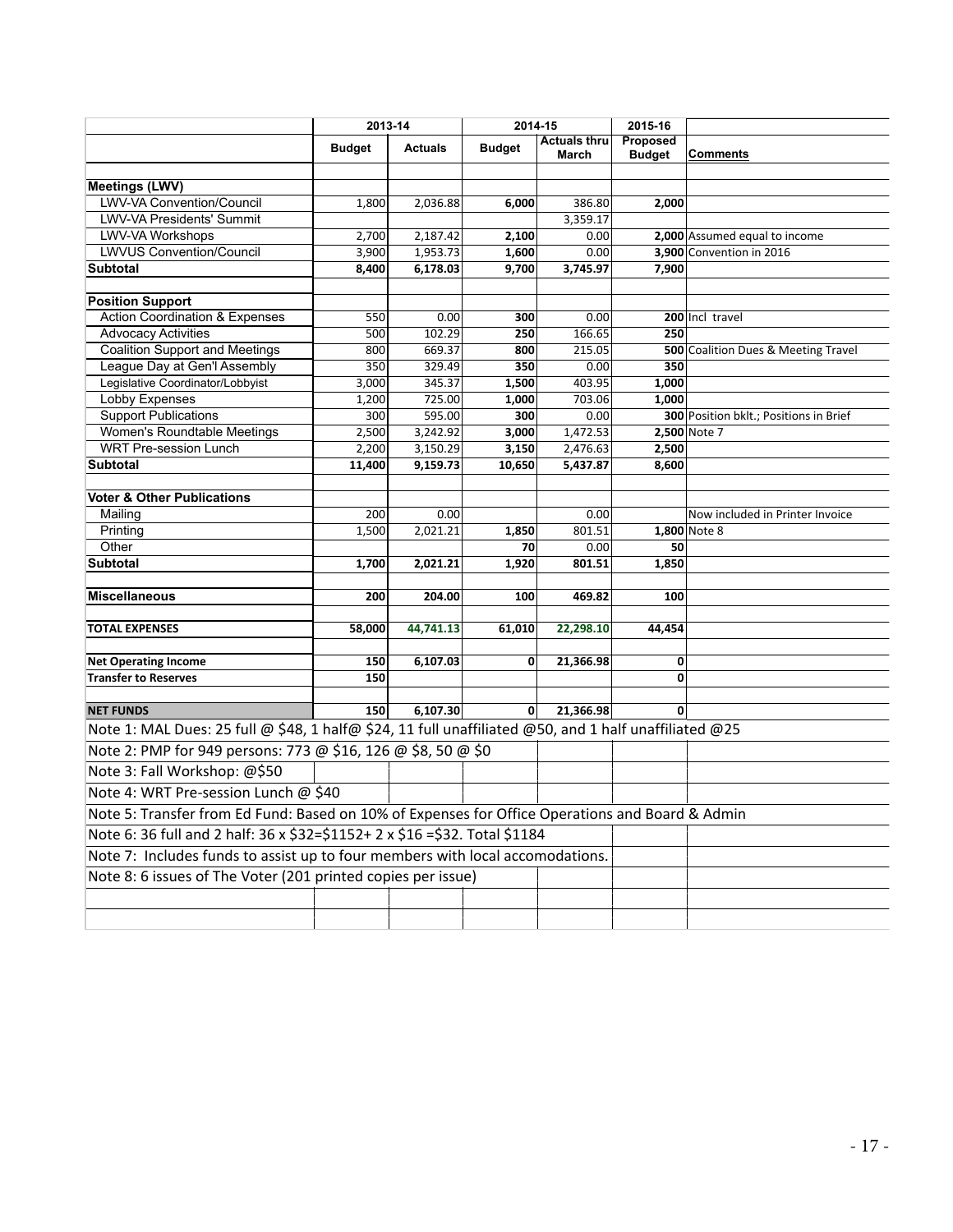| | 2013-14 | | 2014-15 | | 2015-16 | |
|---|---|---|---|---|---|---|
| | Budget | Actuals | Budget | Actuals thru March | Proposed Budget | Comments |
| **Meetings (LWV)** | | | | | | |
| LWV-VA Convention/Council | 1,800 | 2,036.88 | **6,000** | 386.80 | **2,000** | |
| LWV-VA Presidents' Summit | | | | 3,359.17 | | |
| LWV-VA Workshops | 2,700 | 2,187.42 | **2,100** | 0.00 | **2,000** | Assumed equal to income |
| LWVUS Convention/Council | 3,900 | 1,953.73 | **1,600** | 0.00 | **3,900** | Convention in 2016 |
| **Subtotal** | **8,400** | **6,178.03** | **9,700** | **3,745.97** | **7,900** | |
| **Position Support** | | | | | | |
| Action Coordination & Expenses | 550 | 0.00 | **300** | 0.00 | **200** | Incl travel |
| Advocacy Activities | 500 | 102.29 | **250** | 166.65 | **250** | |
| Coalition Support and Meetings | 800 | 669.37 | **800** | 215.05 | **500** | Coalition Dues & Meeting Travel |
| League Day at Gen'l Assembly | 350 | 329.49 | **350** | 0.00 | **350** | |
| Legislative Coordinator/Lobbyist | 3,000 | 345.37 | **1,500** | 403.95 | **1,000** | |
| Lobby Expenses | 1,200 | 725.00 | **1,000** | 703.06 | **1,000** | |
| Support Publications | 300 | 595.00 | **300** | 0.00 | **300** | Position bklt.; Positions in Brief |
| Women's Roundtable Meetings | 2,500 | 3,242.92 | **3,000** | 1,472.53 | **2,500** | Note 7 |
| WRT Pre-session Lunch | 2,200 | 3,150.29 | **3,150** | 2,476.63 | **2,500** | |
| **Subtotal** | **11,400** | **9,159.73** | **10,650** | **5,437.87** | **8,600** | |
| **Voter & Other Publications** | | | | | | |
| Mailing | 200 | 0.00 | | 0.00 | | Now included in Printer Invoice |
| Printing | 1,500 | 2,021.21 | **1,850** | 801.51 | **1,800** | Note 8 |
| Other | | | **70** | 0.00 | **50** | |
| **Subtotal** | **1,700** | **2,021.21** | **1,920** | **801.51** | **1,850** | |
| **Miscellaneous** | **200** | **204.00** | **100** | **469.82** | **100** | |
| **TOTAL EXPENSES** | **58,000** | **44,741.13** | **61,010** | **22,298.10** | **44,454** | |
| **Net Operating Income** | **150** | **6,107.03** | **0** | **21,366.98** | **0** | |
| **Transfer to Reserves** | **150** | | | | **0** | |
| **NET FUNDS** | **150** | **6,107.30** | **0** | **21,366.98** | **0** | |

Note 1: MAL Dues: 25 full @ $48, 1 half@ $24, 11 full unaffiliated @50, and 1 half unaffiliated @25

Note 2: PMP for 949 persons: 773 @ $16, 126 @ $8, 50 @ $0

Note 3: Fall Workshop: @$50

Note 4: WRT Pre-session Lunch @ $40

Note 5: Transfer from Ed Fund: Based on 10% of Expenses for Office Operations and Board & Admin

Note 6: 36 full and 2 half: 36 x $32=$1152+ 2 x $16 =$32. Total $1184

Note 7: Includes funds to assist up to four members with local accomodations.

Note 8: 6 issues of The Voter (201 printed copies per issue)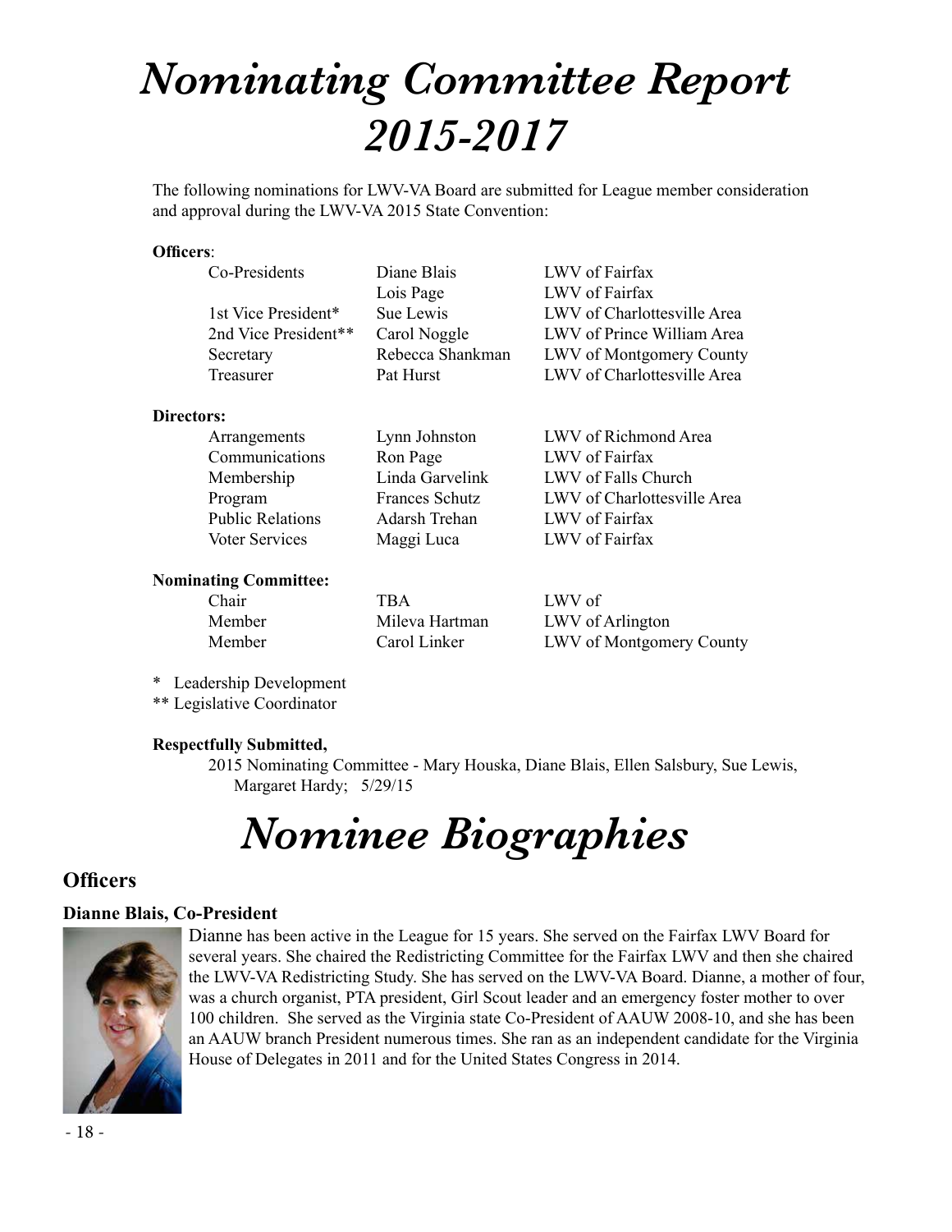# *Nominating Committee Report 2015-2017*

The following nominations for LWV-VA Board are submitted for League member consideration and approval during the LWV-VA 2015 State Convention:

**Officers**:

| | | |
|---|---|---|
| Co-Presidents | Diane Blais | LWV of Fairfax |
| | Lois Page | LWV of Fairfax |
| 1st Vice President* | Sue Lewis | LWV of Charlottesville Area |
| 2nd Vice President** | Carol Noggle | LWV of Prince William Area |
| Secretary | Rebecca Shankman | LWV of Montgomery County |
| Treasurer | Pat Hurst | LWV of Charlottesville Area |

**Directors:**

| | | |
|---|---|---|
| Arrangements | Lynn Johnston | LWV of Richmond Area |
| Communications | Ron Page | LWV of Fairfax |
| Membership | Linda Garvelink | LWV of Falls Church |
| Program | Frances Schutz | LWV of Charlottesville Area |
| Public Relations | Adarsh Trehan | LWV of Fairfax |
| Voter Services | Maggi Luca | LWV of Fairfax |

**Nominating Committee:**

| | | |
|---|---|---|
| Chair | TBA | LWV of |
| Member | Mileva Hartman | LWV of Arlington |
| Member | Carol Linker | LWV of Montgomery County |

\* Leadership Development
\** Legislative Coordinator

**Respectfully Submitted,**

2015 Nominating Committee - Mary Houska, Diane Blais, Ellen Salsbury, Sue Lewis, Margaret Hardy; 5/29/15

# *Nominee Biographies*

## Officers

### Dianne Blais, Co-President

Dianne has been active in the League for 15 years. She served on the Fairfax LWV Board for several years. She chaired the Redistricting Committee for the Fairfax LWV and then she chaired the LWV-VA Redistricting Study. She has served on the LWV-VA Board. Dianne, a mother of four, was a church organist, PTA president, Girl Scout leader and an emergency foster mother to over 100 children. She served as the Virginia state Co-President of AAUW 2008-10, and she has been an AAUW branch President numerous times. She ran as an independent candidate for the Virginia House of Delegates in 2011 and for the United States Congress in 2014.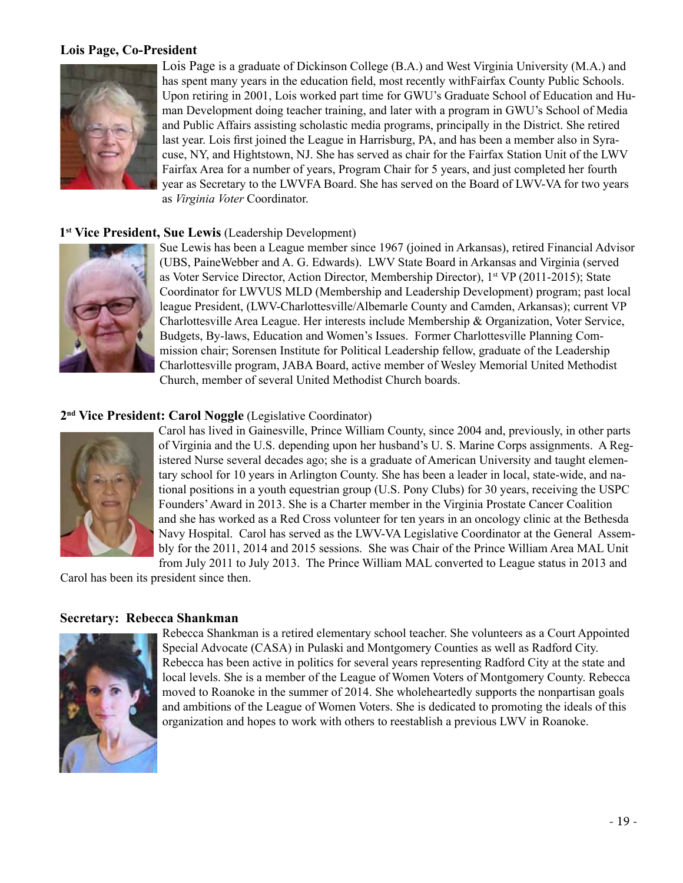**Lois Page, Co-President**

Lois Page is a graduate of Dickinson College (B.A.) and West Virginia University (M.A.) and has spent many years in the education field, most recently withFairfax County Public Schools. Upon retiring in 2001, Lois worked part time for GWU's Graduate School of Education and Human Development doing teacher training, and later with a program in GWU's School of Media and Public Affairs assisting scholastic media programs, principally in the District. She retired last year. Lois first joined the League in Harrisburg, PA, and has been a member also in Syracuse, NY, and Hightstown, NJ. She has served as chair for the Fairfax Station Unit of the LWV Fairfax Area for a number of years, Program Chair for 5 years, and just completed her fourth year as Secretary to the LWVFA Board. She has served on the Board of LWV-VA for two years as *Virginia Voter* Coordinator.

**1st Vice President, Sue Lewis** (Leadership Development)

Sue Lewis has been a League member since 1967 (joined in Arkansas), retired Financial Advisor (UBS, PaineWebber and A. G. Edwards). LWV State Board in Arkansas and Virginia (served as Voter Service Director, Action Director, Membership Director), 1st VP (2011-2015); State Coordinator for LWVUS MLD (Membership and Leadership Development) program; past local league President, (LWV-Charlottesville/Albemarle County and Camden, Arkansas); current VP Charlottesville Area League. Her interests include Membership & Organization, Voter Service, Budgets, By-laws, Education and Women's Issues. Former Charlottesville Planning Commission chair; Sorensen Institute for Political Leadership fellow, graduate of the Leadership Charlottesville program, JABA Board, active member of Wesley Memorial United Methodist Church, member of several United Methodist Church boards.

**2nd Vice President: Carol Noggle** (Legislative Coordinator)

Carol has lived in Gainesville, Prince William County, since 2004 and, previously, in other parts of Virginia and the U.S. depending upon her husband's U. S. Marine Corps assignments. A Registered Nurse several decades ago; she is a graduate of American University and taught elementary school for 10 years in Arlington County. She has been a leader in local, state-wide, and national positions in a youth equestrian group (U.S. Pony Clubs) for 30 years, receiving the USPC Founders' Award in 2013. She is a Charter member in the Virginia Prostate Cancer Coalition and she has worked as a Red Cross volunteer for ten years in an oncology clinic at the Bethesda Navy Hospital. Carol has served as the LWV-VA Legislative Coordinator at the General Assembly for the 2011, 2014 and 2015 sessions. She was Chair of the Prince William Area MAL Unit from July 2011 to July 2013. The Prince William MAL converted to League status in 2013 and Carol has been its president since then.

**Secretary: Rebecca Shankman**

Rebecca Shankman is a retired elementary school teacher. She volunteers as a Court Appointed Special Advocate (CASA) in Pulaski and Montgomery Counties as well as Radford City. Rebecca has been active in politics for several years representing Radford City at the state and local levels. She is a member of the League of Women Voters of Montgomery County. Rebecca moved to Roanoke in the summer of 2014. She wholeheartedly supports the nonpartisan goals and ambitions of the League of Women Voters. She is dedicated to promoting the ideals of this organization and hopes to work with others to reestablish a previous LWV in Roanoke.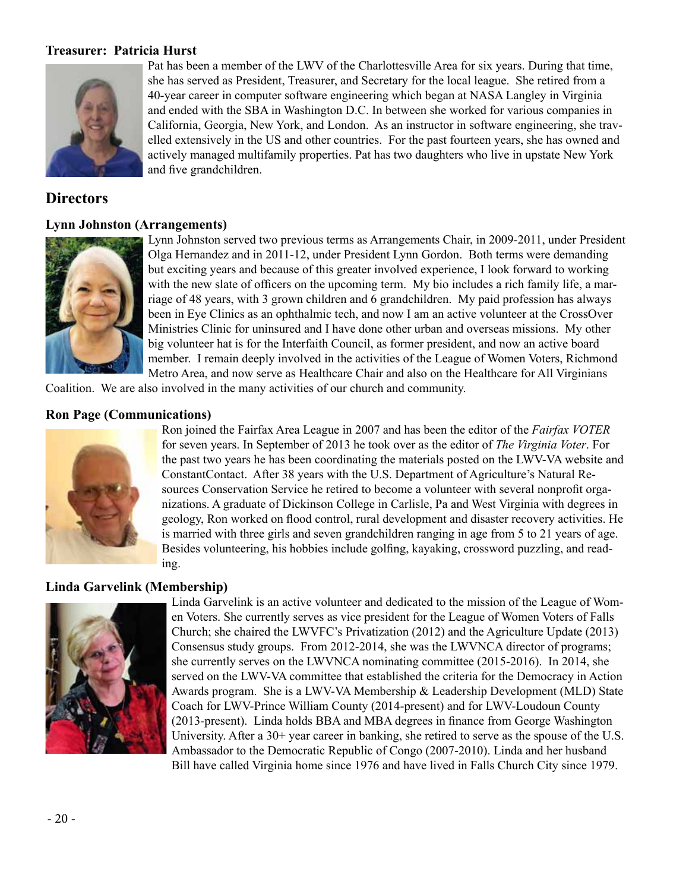**Treasurer: Patricia Hurst**

Pat has been a member of the LWV of the Charlottesville Area for six years. During that time, she has served as President, Treasurer, and Secretary for the local league. She retired from a 40-year career in computer software engineering which began at NASA Langley in Virginia and ended with the SBA in Washington D.C. In between she worked for various companies in California, Georgia, New York, and London. As an instructor in software engineering, she travelled extensively in the US and other countries. For the past fourteen years, she has owned and actively managed multifamily properties. Pat has two daughters who live in upstate New York and five grandchildren.

## Directors

**Lynn Johnston (Arrangements)**

Lynn Johnston served two previous terms as Arrangements Chair, in 2009-2011, under President Olga Hernandez and in 2011-12, under President Lynn Gordon. Both terms were demanding but exciting years and because of this greater involved experience, I look forward to working with the new slate of officers on the upcoming term. My bio includes a rich family life, a marriage of 48 years, with 3 grown children and 6 grandchildren. My paid profession has always been in Eye Clinics as an ophthalmic tech, and now I am an active volunteer at the CrossOver Ministries Clinic for uninsured and I have done other urban and overseas missions. My other big volunteer hat is for the Interfaith Council, as former president, and now an active board member. I remain deeply involved in the activities of the League of Women Voters, Richmond Metro Area, and now serve as Healthcare Chair and also on the Healthcare for All Virginians Coalition. We are also involved in the many activities of our church and community.

**Ron Page (Communications)**

Ron joined the Fairfax Area League in 2007 and has been the editor of the *Fairfax VOTER* for seven years. In September of 2013 he took over as the editor of *The Virginia Voter*. For the past two years he has been coordinating the materials posted on the LWV-VA website and ConstantContact. After 38 years with the U.S. Department of Agriculture's Natural Resources Conservation Service he retired to become a volunteer with several nonprofit organizations. A graduate of Dickinson College in Carlisle, Pa and West Virginia with degrees in geology, Ron worked on flood control, rural development and disaster recovery activities. He is married with three girls and seven grandchildren ranging in age from 5 to 21 years of age. Besides volunteering, his hobbies include golfing, kayaking, crossword puzzling, and reading.

**Linda Garvelink (Membership)**

Linda Garvelink is an active volunteer and dedicated to the mission of the League of Women Voters. She currently serves as vice president for the League of Women Voters of Falls Church; she chaired the LWVFC's Privatization (2012) and the Agriculture Update (2013) Consensus study groups. From 2012-2014, she was the LWVNCA director of programs; she currently serves on the LWVNCA nominating committee (2015-2016). In 2014, she served on the LWV-VA committee that established the criteria for the Democracy in Action Awards program. She is a LWV-VA Membership & Leadership Development (MLD) State Coach for LWV-Prince William County (2014-present) and for LWV-Loudoun County (2013-present). Linda holds BBA and MBA degrees in finance from George Washington University. After a 30+ year career in banking, she retired to serve as the spouse of the U.S. Ambassador to the Democratic Republic of Congo (2007-2010). Linda and her husband Bill have called Virginia home since 1976 and have lived in Falls Church City since 1979.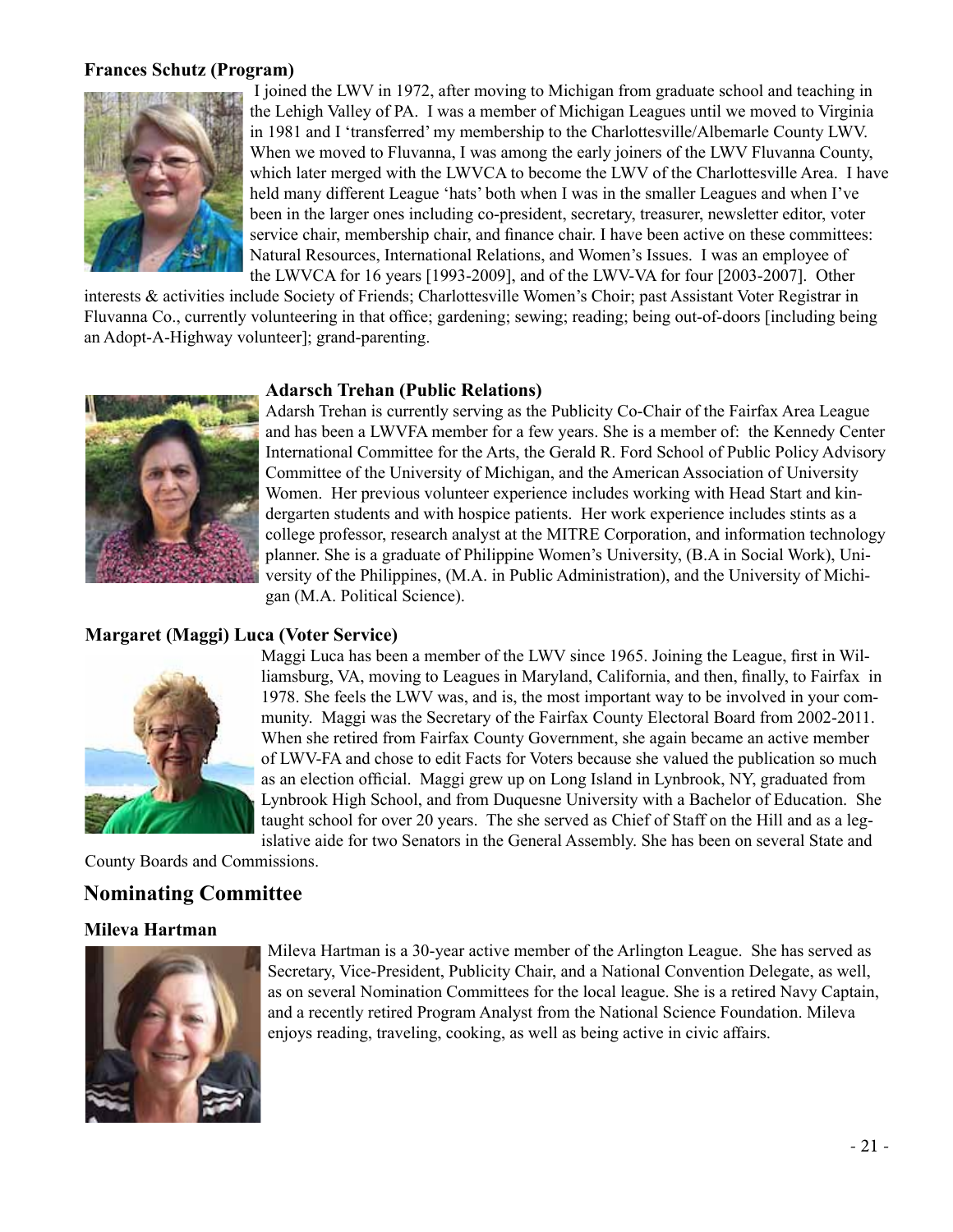**Frances Schutz (Program)**

I joined the LWV in 1972, after moving to Michigan from graduate school and teaching in the Lehigh Valley of PA. I was a member of Michigan Leagues until we moved to Virginia in 1981 and I 'transferred' my membership to the Charlottesville/Albemarle County LWV. When we moved to Fluvanna, I was among the early joiners of the LWV Fluvanna County, which later merged with the LWVCA to become the LWV of the Charlottesville Area. I have held many different League 'hats' both when I was in the smaller Leagues and when I've been in the larger ones including co-president, secretary, treasurer, newsletter editor, voter service chair, membership chair, and finance chair. I have been active on these committees: Natural Resources, International Relations, and Women's Issues. I was an employee of the LWVCA for 16 years [1993-2009], and of the LWV-VA for four [2003-2007]. Other interests & activities include Society of Friends; Charlottesville Women's Choir; past Assistant Voter Registrar in Fluvanna Co., currently volunteering in that office; gardening; sewing; reading; being out-of-doors [including being an Adopt-A-Highway volunteer]; grand-parenting.

**Adarsch Trehan (Public Relations)**

Adarsh Trehan is currently serving as the Publicity Co-Chair of the Fairfax Area League and has been a LWVFA member for a few years. She is a member of: the Kennedy Center International Committee for the Arts, the Gerald R. Ford School of Public Policy Advisory Committee of the University of Michigan, and the American Association of University Women. Her previous volunteer experience includes working with Head Start and kindergarten students and with hospice patients. Her work experience includes stints as a college professor, research analyst at the MITRE Corporation, and information technology planner. She is a graduate of Philippine Women's University, (B.A in Social Work), University of the Philippines, (M.A. in Public Administration), and the University of Michigan (M.A. Political Science).

**Margaret (Maggi) Luca (Voter Service)**

Maggi Luca has been a member of the LWV since 1965. Joining the League, first in Williamsburg, VA, moving to Leagues in Maryland, California, and then, finally, to Fairfax in 1978. She feels the LWV was, and is, the most important way to be involved in your community. Maggi was the Secretary of the Fairfax County Electoral Board from 2002-2011. When she retired from Fairfax County Government, she again became an active member of LWV-FA and chose to edit Facts for Voters because she valued the publication so much as an election official. Maggi grew up on Long Island in Lynbrook, NY, graduated from Lynbrook High School, and from Duquesne University with a Bachelor of Education. She taught school for over 20 years. The she served as Chief of Staff on the Hill and as a legislative aide for two Senators in the General Assembly. She has been on several State and County Boards and Commissions.

## Nominating Committee

**Mileva Hartman**

Mileva Hartman is a 30-year active member of the Arlington League. She has served as Secretary, Vice-President, Publicity Chair, and a National Convention Delegate, as well, as on several Nomination Committees for the local league. She is a retired Navy Captain, and a recently retired Program Analyst from the National Science Foundation. Mileva enjoys reading, traveling, cooking, as well as being active in civic affairs.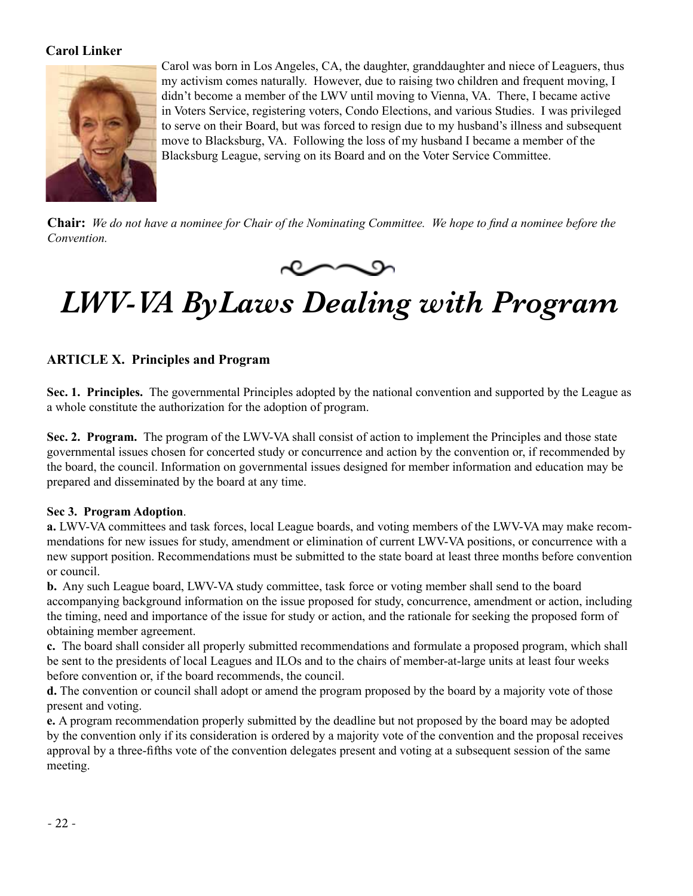**Carol Linker**

Carol was born in Los Angeles, CA, the daughter, granddaughter and niece of Leaguers, thus my activism comes naturally. However, due to raising two children and frequent moving, I didn't become a member of the LWV until moving to Vienna, VA. There, I became active in Voters Service, registering voters, Condo Elections, and various Studies. I was privileged to serve on their Board, but was forced to resign due to my husband's illness and subsequent move to Blacksburg, VA. Following the loss of my husband I became a member of the Blacksburg League, serving on its Board and on the Voter Service Committee.

**Chair:** *We do not have a nominee for Chair of the Nominating Committee. We hope to find a nominee before the Convention.*

# *LWV-VA ByLaws Dealing with Program*

### ARTICLE X. Principles and Program

**Sec. 1. Principles.** The governmental Principles adopted by the national convention and supported by the League as a whole constitute the authorization for the adoption of program.

**Sec. 2. Program.** The program of the LWV-VA shall consist of action to implement the Principles and those state governmental issues chosen for concerted study or concurrence and action by the convention or, if recommended by the board, the council. Information on governmental issues designed for member information and education may be prepared and disseminated by the board at any time.

**Sec 3. Program Adoption**.

**a.** LWV-VA committees and task forces, local League boards, and voting members of the LWV-VA may make recommendations for new issues for study, amendment or elimination of current LWV-VA positions, or concurrence with a new support position. Recommendations must be submitted to the state board at least three months before convention or council.

**b.** Any such League board, LWV-VA study committee, task force or voting member shall send to the board accompanying background information on the issue proposed for study, concurrence, amendment or action, including the timing, need and importance of the issue for study or action, and the rationale for seeking the proposed form of obtaining member agreement.

**c.** The board shall consider all properly submitted recommendations and formulate a proposed program, which shall be sent to the presidents of local Leagues and ILOs and to the chairs of member-at-large units at least four weeks before convention or, if the board recommends, the council.

**d.** The convention or council shall adopt or amend the program proposed by the board by a majority vote of those present and voting.

**e.** A program recommendation properly submitted by the deadline but not proposed by the board may be adopted by the convention only if its consideration is ordered by a majority vote of the convention and the proposal receives approval by a three-fifths vote of the convention delegates present and voting at a subsequent session of the same meeting.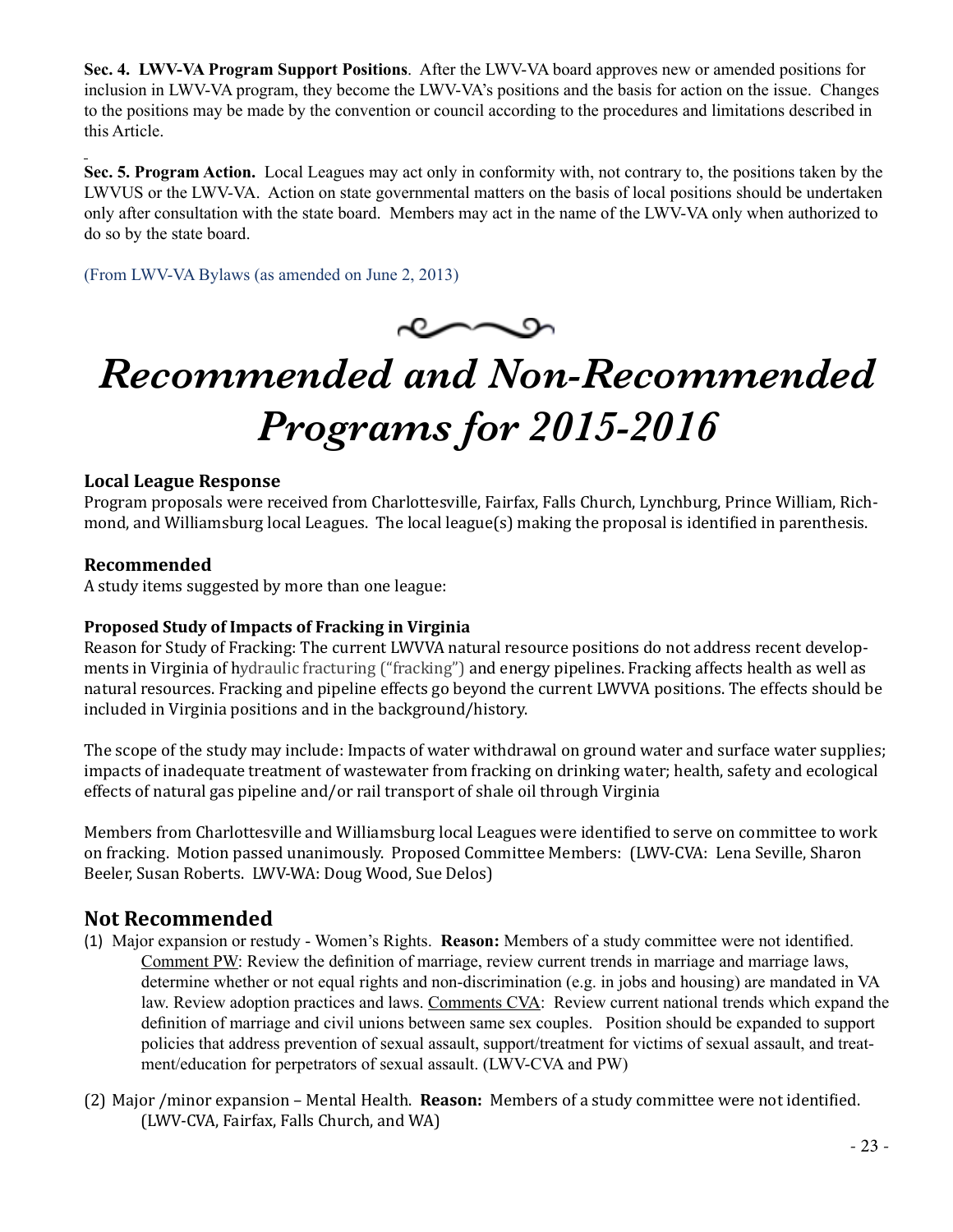**Sec. 4. LWV-VA Program Support Positions**. After the LWV-VA board approves new or amended positions for inclusion in LWV-VA program, they become the LWV-VA's positions and the basis for action on the issue. Changes to the positions may be made by the convention or council according to the procedures and limitations described in this Article.

**Sec. 5. Program Action.** Local Leagues may act only in conformity with, not contrary to, the positions taken by the LWVUS or the LWV-VA. Action on state governmental matters on the basis of local positions should be undertaken only after consultation with the state board. Members may act in the name of the LWV-VA only when authorized to do so by the state board.

(From LWV-VA Bylaws (as amended on June 2, 2013)

# *Recommended and Non-Recommended Programs for 2015-2016*

### Local League Response

Program proposals were received from Charlottesville, Fairfax, Falls Church, Lynchburg, Prince William, Richmond, and Williamsburg local Leagues. The local league(s) making the proposal is identified in parenthesis.

### Recommended

A study items suggested by more than one league:

**Proposed Study of Impacts of Fracking in Virginia**

Reason for Study of Fracking: The current LWVVA natural resource positions do not address recent developments in Virginia of hydraulic fracturing ("fracking") and energy pipelines. Fracking affects health as well as natural resources. Fracking and pipeline effects go beyond the current LWVVA positions. The effects should be included in Virginia positions and in the background/history.

The scope of the study may include: Impacts of water withdrawal on ground water and surface water supplies; impacts of inadequate treatment of wastewater from fracking on drinking water; health, safety and ecological effects of natural gas pipeline and/or rail transport of shale oil through Virginia

Members from Charlottesville and Williamsburg local Leagues were identified to serve on committee to work on fracking. Motion passed unanimously. Proposed Committee Members: (LWV-CVA: Lena Seville, Sharon Beeler, Susan Roberts. LWV-WA: Doug Wood, Sue Delos)

## Not Recommended

(1) Major expansion or restudy - Women's Rights. **Reason:** Members of a study committee were not identified. Comment PW: Review the definition of marriage, review current trends in marriage and marriage laws, determine whether or not equal rights and non-discrimination (e.g. in jobs and housing) are mandated in VA law. Review adoption practices and laws. Comments CVA: Review current national trends which expand the definition of marriage and civil unions between same sex couples. Position should be expanded to support policies that address prevention of sexual assault, support/treatment for victims of sexual assault, and treatment/education for perpetrators of sexual assault. (LWV-CVA and PW)

(2) Major /minor expansion – Mental Health. **Reason:** Members of a study committee were not identified. (LWV-CVA, Fairfax, Falls Church, and WA)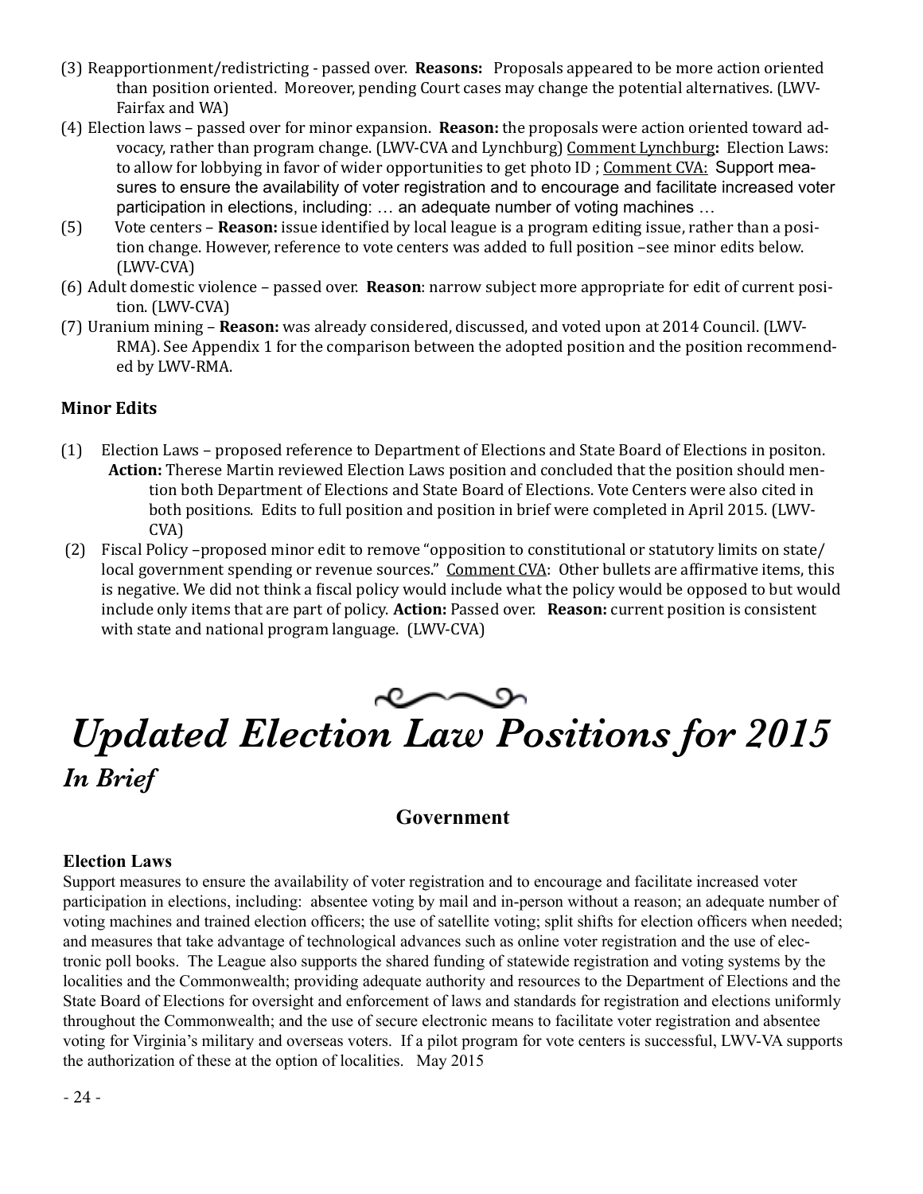(3) Reapportionment/redistricting - passed over. **Reasons:** Proposals appeared to be more action oriented than position oriented. Moreover, pending Court cases may change the potential alternatives. (LWV-Fairfax and WA)

(4) Election laws – passed over for minor expansion. **Reason:** the proposals were action oriented toward advocacy, rather than program change. (LWV-CVA and Lynchburg) Comment Lynchburg**:** Election Laws: to allow for lobbying in favor of wider opportunities to get photo ID ; Comment CVA: Support measures to ensure the availability of voter registration and to encourage and facilitate increased voter participation in elections, including: … an adequate number of voting machines …

(5) Vote centers – **Reason:** issue identified by local league is a program editing issue, rather than a position change. However, reference to vote centers was added to full position –see minor edits below. (LWV-CVA)

(6) Adult domestic violence – passed over. **Reason**: narrow subject more appropriate for edit of current position. (LWV-CVA)

(7) Uranium mining – **Reason:** was already considered, discussed, and voted upon at 2014 Council. (LWV-RMA). See Appendix 1 for the comparison between the adopted position and the position recommended by LWV-RMA.

### Minor Edits

(1) Election Laws – proposed reference to Department of Elections and State Board of Elections in positon.
**Action:** Therese Martin reviewed Election Laws position and concluded that the position should mention both Department of Elections and State Board of Elections. Vote Centers were also cited in both positions. Edits to full position and position in brief were completed in April 2015. (LWV-CVA)

(2) Fiscal Policy –proposed minor edit to remove "opposition to constitutional or statutory limits on state/local government spending or revenue sources." Comment CVA: Other bullets are affirmative items, this is negative. We did not think a fiscal policy would include what the policy would be opposed to but would include only items that are part of policy. **Action:** Passed over. **Reason:** current position is consistent with state and national program language. (LWV-CVA)

# *Updated Election Law Positions for 2015*

## *In Brief*

### Government

**Election Laws**

Support measures to ensure the availability of voter registration and to encourage and facilitate increased voter participation in elections, including: absentee voting by mail and in-person without a reason; an adequate number of voting machines and trained election officers; the use of satellite voting; split shifts for election officers when needed; and measures that take advantage of technological advances such as online voter registration and the use of electronic poll books. The League also supports the shared funding of statewide registration and voting systems by the localities and the Commonwealth; providing adequate authority and resources to the Department of Elections and the State Board of Elections for oversight and enforcement of laws and standards for registration and elections uniformly throughout the Commonwealth; and the use of secure electronic means to facilitate voter registration and absentee voting for Virginia's military and overseas voters. If a pilot program for vote centers is successful, LWV-VA supports the authorization of these at the option of localities. May 2015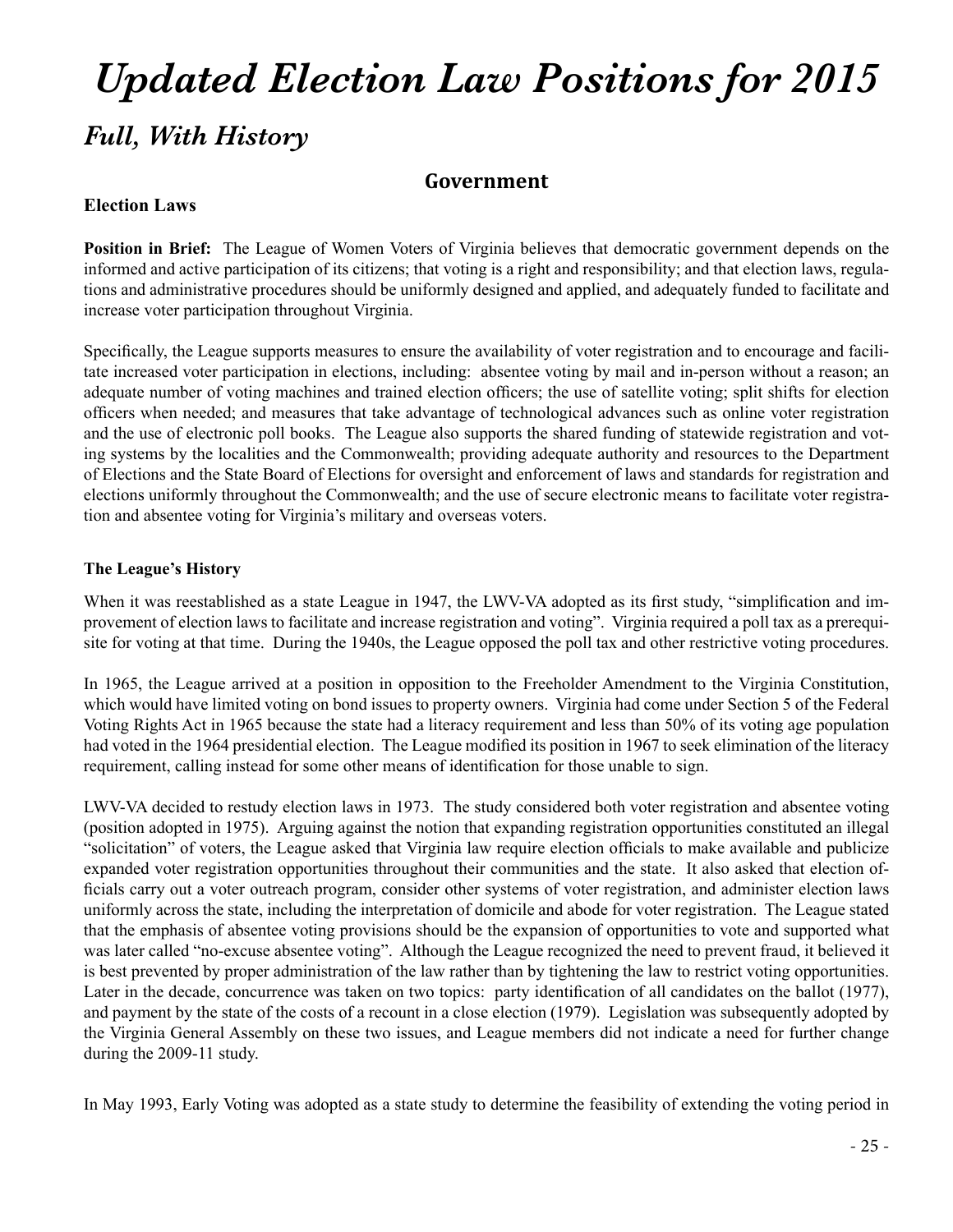# *Updated Election Law Positions for 2015*

## *Full, With History*

### Government

**Election Laws**

**Position in Brief:** The League of Women Voters of Virginia believes that democratic government depends on the informed and active participation of its citizens; that voting is a right and responsibility; and that election laws, regulations and administrative procedures should be uniformly designed and applied, and adequately funded to facilitate and increase voter participation throughout Virginia.

Specifically, the League supports measures to ensure the availability of voter registration and to encourage and facilitate increased voter participation in elections, including: absentee voting by mail and in-person without a reason; an adequate number of voting machines and trained election officers; the use of satellite voting; split shifts for election officers when needed; and measures that take advantage of technological advances such as online voter registration and the use of electronic poll books. The League also supports the shared funding of statewide registration and voting systems by the localities and the Commonwealth; providing adequate authority and resources to the Department of Elections and the State Board of Elections for oversight and enforcement of laws and standards for registration and elections uniformly throughout the Commonwealth; and the use of secure electronic means to facilitate voter registration and absentee voting for Virginia's military and overseas voters.

**The League's History**

When it was reestablished as a state League in 1947, the LWV-VA adopted as its first study, "simplification and improvement of election laws to facilitate and increase registration and voting". Virginia required a poll tax as a prerequisite for voting at that time. During the 1940s, the League opposed the poll tax and other restrictive voting procedures.

In 1965, the League arrived at a position in opposition to the Freeholder Amendment to the Virginia Constitution, which would have limited voting on bond issues to property owners. Virginia had come under Section 5 of the Federal Voting Rights Act in 1965 because the state had a literacy requirement and less than 50% of its voting age population had voted in the 1964 presidential election. The League modified its position in 1967 to seek elimination of the literacy requirement, calling instead for some other means of identification for those unable to sign.

LWV-VA decided to restudy election laws in 1973. The study considered both voter registration and absentee voting (position adopted in 1975). Arguing against the notion that expanding registration opportunities constituted an illegal "solicitation" of voters, the League asked that Virginia law require election officials to make available and publicize expanded voter registration opportunities throughout their communities and the state. It also asked that election officials carry out a voter outreach program, consider other systems of voter registration, and administer election laws uniformly across the state, including the interpretation of domicile and abode for voter registration. The League stated that the emphasis of absentee voting provisions should be the expansion of opportunities to vote and supported what was later called "no-excuse absentee voting". Although the League recognized the need to prevent fraud, it believed it is best prevented by proper administration of the law rather than by tightening the law to restrict voting opportunities. Later in the decade, concurrence was taken on two topics: party identification of all candidates on the ballot (1977), and payment by the state of the costs of a recount in a close election (1979). Legislation was subsequently adopted by the Virginia General Assembly on these two issues, and League members did not indicate a need for further change during the 2009-11 study.

In May 1993, Early Voting was adopted as a state study to determine the feasibility of extending the voting period in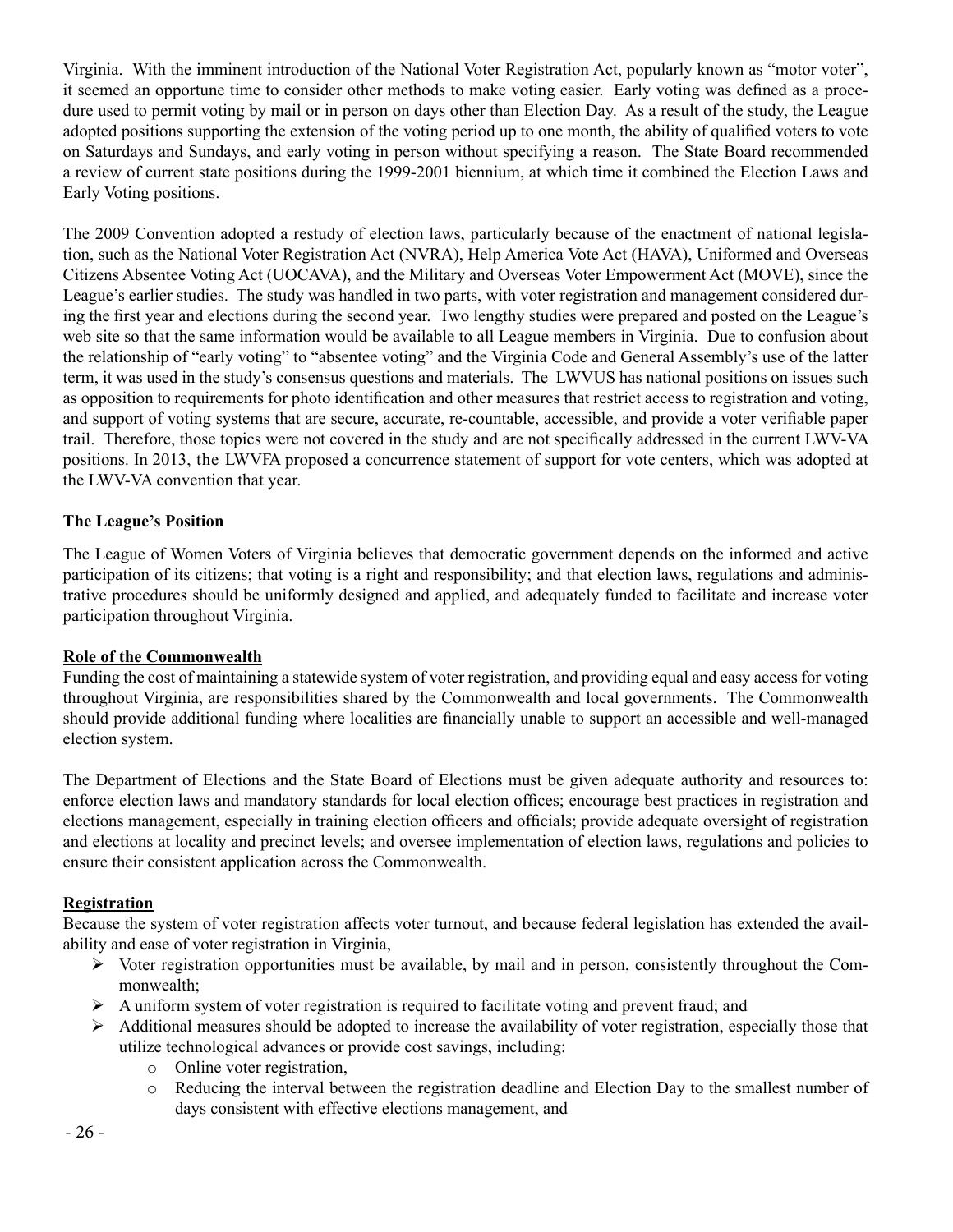Virginia. With the imminent introduction of the National Voter Registration Act, popularly known as "motor voter", it seemed an opportune time to consider other methods to make voting easier. Early voting was defined as a procedure used to permit voting by mail or in person on days other than Election Day. As a result of the study, the League adopted positions supporting the extension of the voting period up to one month, the ability of qualified voters to vote on Saturdays and Sundays, and early voting in person without specifying a reason. The State Board recommended a review of current state positions during the 1999-2001 biennium, at which time it combined the Election Laws and Early Voting positions.

The 2009 Convention adopted a restudy of election laws, particularly because of the enactment of national legislation, such as the National Voter Registration Act (NVRA), Help America Vote Act (HAVA), Uniformed and Overseas Citizens Absentee Voting Act (UOCAVA), and the Military and Overseas Voter Empowerment Act (MOVE), since the League's earlier studies. The study was handled in two parts, with voter registration and management considered during the first year and elections during the second year. Two lengthy studies were prepared and posted on the League's web site so that the same information would be available to all League members in Virginia. Due to confusion about the relationship of "early voting" to "absentee voting" and the Virginia Code and General Assembly's use of the latter term, it was used in the study's consensus questions and materials. The LWVUS has national positions on issues such as opposition to requirements for photo identification and other measures that restrict access to registration and voting, and support of voting systems that are secure, accurate, re-countable, accessible, and provide a voter verifiable paper trail. Therefore, those topics were not covered in the study and are not specifically addressed in the current LWV-VA positions. In 2013, the LWVFA proposed a concurrence statement of support for vote centers, which was adopted at the LWV-VA convention that year.

**The League's Position**

The League of Women Voters of Virginia believes that democratic government depends on the informed and active participation of its citizens; that voting is a right and responsibility; and that election laws, regulations and administrative procedures should be uniformly designed and applied, and adequately funded to facilitate and increase voter participation throughout Virginia.

**Role of the Commonwealth**

Funding the cost of maintaining a statewide system of voter registration, and providing equal and easy access for voting throughout Virginia, are responsibilities shared by the Commonwealth and local governments. The Commonwealth should provide additional funding where localities are financially unable to support an accessible and well-managed election system.

The Department of Elections and the State Board of Elections must be given adequate authority and resources to: enforce election laws and mandatory standards for local election offices; encourage best practices in registration and elections management, especially in training election officers and officials; provide adequate oversight of registration and elections at locality and precinct levels; and oversee implementation of election laws, regulations and policies to ensure their consistent application across the Commonwealth.

**Registration**

Because the system of voter registration affects voter turnout, and because federal legislation has extended the availability and ease of voter registration in Virginia,

- Voter registration opportunities must be available, by mail and in person, consistently throughout the Commonwealth;
- A uniform system of voter registration is required to facilitate voting and prevent fraud; and
- Additional measures should be adopted to increase the availability of voter registration, especially those that utilize technological advances or provide cost savings, including:
  - Online voter registration,
  - Reducing the interval between the registration deadline and Election Day to the smallest number of days consistent with effective elections management, and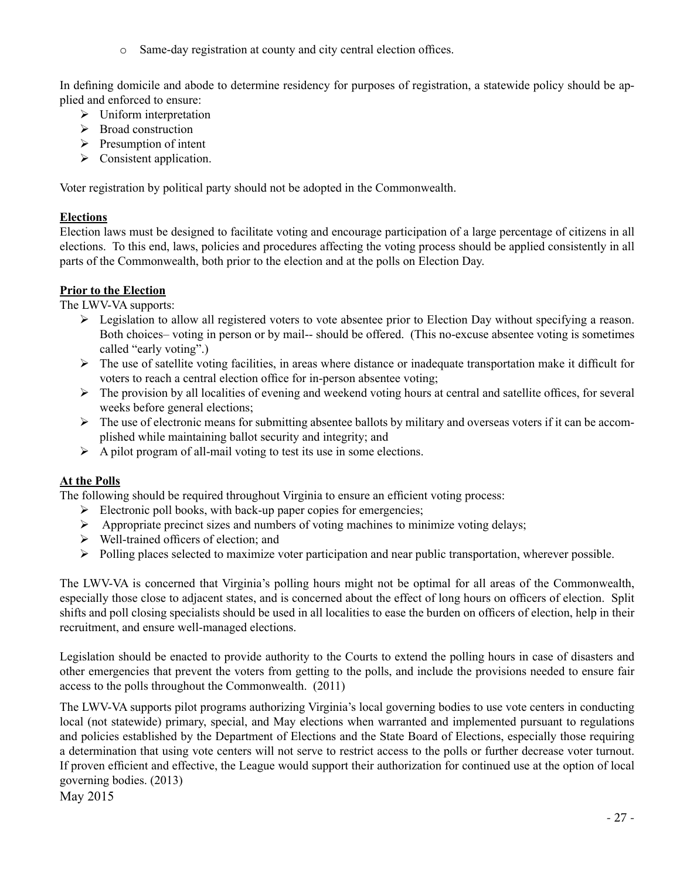- Same-day registration at county and city central election offices.

In defining domicile and abode to determine residency for purposes of registration, a statewide policy should be applied and enforced to ensure:

- Uniform interpretation
- Broad construction
- Presumption of intent
- Consistent application.

Voter registration by political party should not be adopted in the Commonwealth.

**Elections**

Election laws must be designed to facilitate voting and encourage participation of a large percentage of citizens in all elections. To this end, laws, policies and procedures affecting the voting process should be applied consistently in all parts of the Commonwealth, both prior to the election and at the polls on Election Day.

**Prior to the Election**

The LWV-VA supports:

- Legislation to allow all registered voters to vote absentee prior to Election Day without specifying a reason. Both choices– voting in person or by mail-- should be offered. (This no-excuse absentee voting is sometimes called "early voting".)
- The use of satellite voting facilities, in areas where distance or inadequate transportation make it difficult for voters to reach a central election office for in-person absentee voting;
- The provision by all localities of evening and weekend voting hours at central and satellite offices, for several weeks before general elections;
- The use of electronic means for submitting absentee ballots by military and overseas voters if it can be accomplished while maintaining ballot security and integrity; and
- A pilot program of all-mail voting to test its use in some elections.

**At the Polls**

The following should be required throughout Virginia to ensure an efficient voting process:

- Electronic poll books, with back-up paper copies for emergencies;
- Appropriate precinct sizes and numbers of voting machines to minimize voting delays;
- Well-trained officers of election; and
- Polling places selected to maximize voter participation and near public transportation, wherever possible.

The LWV-VA is concerned that Virginia's polling hours might not be optimal for all areas of the Commonwealth, especially those close to adjacent states, and is concerned about the effect of long hours on officers of election. Split shifts and poll closing specialists should be used in all localities to ease the burden on officers of election, help in their recruitment, and ensure well-managed elections.

Legislation should be enacted to provide authority to the Courts to extend the polling hours in case of disasters and other emergencies that prevent the voters from getting to the polls, and include the provisions needed to ensure fair access to the polls throughout the Commonwealth. (2011)

The LWV-VA supports pilot programs authorizing Virginia's local governing bodies to use vote centers in conducting local (not statewide) primary, special, and May elections when warranted and implemented pursuant to regulations and policies established by the Department of Elections and the State Board of Elections, especially those requiring a determination that using vote centers will not serve to restrict access to the polls or further decrease voter turnout. If proven efficient and effective, the League would support their authorization for continued use at the option of local governing bodies. (2013)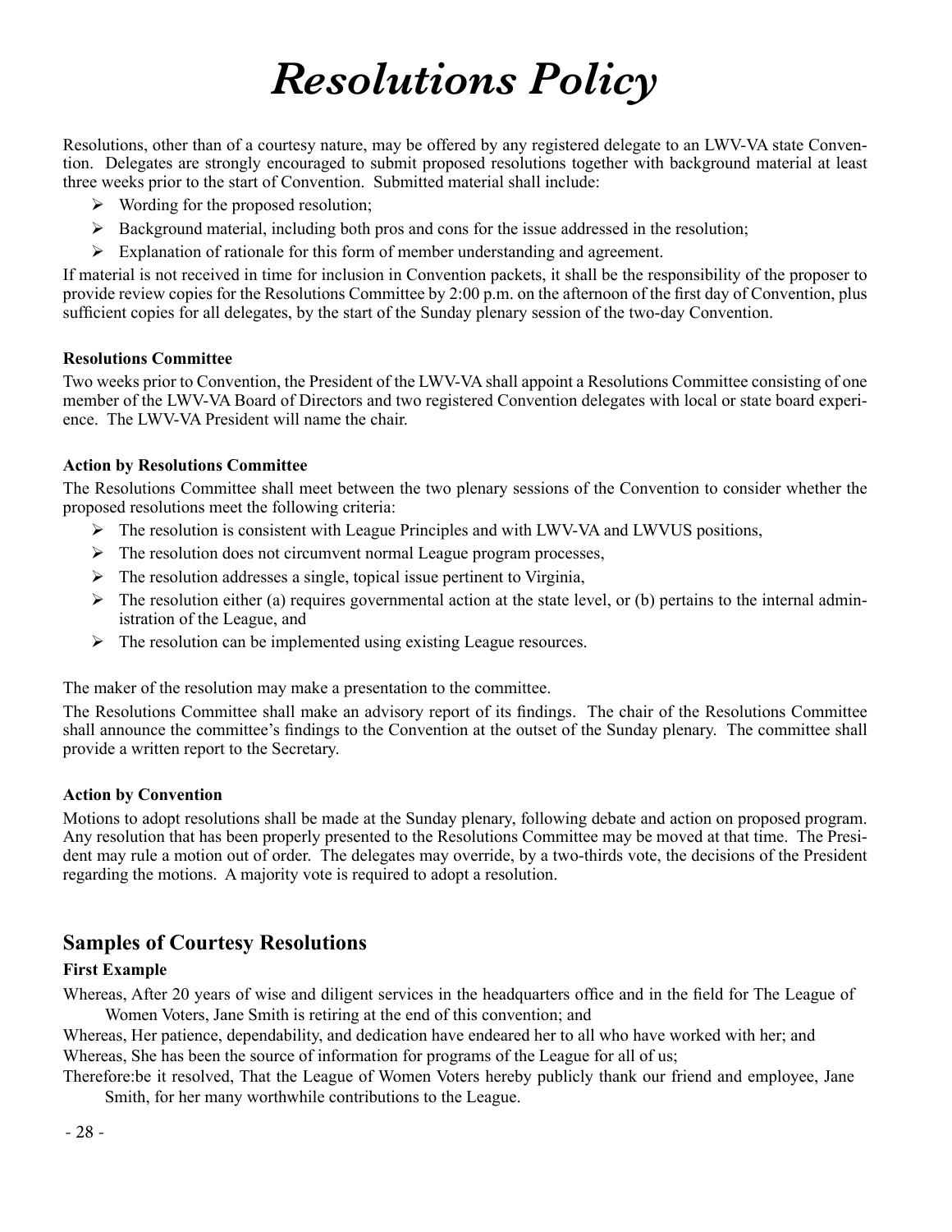# *Resolutions Policy*

Resolutions, other than of a courtesy nature, may be offered by any registered delegate to an LWV-VA state Convention. Delegates are strongly encouraged to submit proposed resolutions together with background material at least three weeks prior to the start of Convention. Submitted material shall include:

- Wording for the proposed resolution;
- Background material, including both pros and cons for the issue addressed in the resolution;
- Explanation of rationale for this form of member understanding and agreement.

If material is not received in time for inclusion in Convention packets, it shall be the responsibility of the proposer to provide review copies for the Resolutions Committee by 2:00 p.m. on the afternoon of the first day of Convention, plus sufficient copies for all delegates, by the start of the Sunday plenary session of the two-day Convention.

**Resolutions Committee**

Two weeks prior to Convention, the President of the LWV-VA shall appoint a Resolutions Committee consisting of one member of the LWV-VA Board of Directors and two registered Convention delegates with local or state board experience. The LWV-VA President will name the chair.

**Action by Resolutions Committee**

The Resolutions Committee shall meet between the two plenary sessions of the Convention to consider whether the proposed resolutions meet the following criteria:

- The resolution is consistent with League Principles and with LWV-VA and LWVUS positions,
- The resolution does not circumvent normal League program processes,
- The resolution addresses a single, topical issue pertinent to Virginia,
- The resolution either (a) requires governmental action at the state level, or (b) pertains to the internal administration of the League, and
- The resolution can be implemented using existing League resources.

The maker of the resolution may make a presentation to the committee.

The Resolutions Committee shall make an advisory report of its findings. The chair of the Resolutions Committee shall announce the committee's findings to the Convention at the outset of the Sunday plenary. The committee shall provide a written report to the Secretary.

**Action by Convention**

Motions to adopt resolutions shall be made at the Sunday plenary, following debate and action on proposed program. Any resolution that has been properly presented to the Resolutions Committee may be moved at that time. The President may rule a motion out of order. The delegates may override, by a two-thirds vote, the decisions of the President regarding the motions. A majority vote is required to adopt a resolution.

## Samples of Courtesy Resolutions

**First Example**

Whereas, After 20 years of wise and diligent services in the headquarters office and in the field for The League of Women Voters, Jane Smith is retiring at the end of this convention; and

Whereas, Her patience, dependability, and dedication have endeared her to all who have worked with her; and

Whereas, She has been the source of information for programs of the League for all of us;

Therefore:be it resolved, That the League of Women Voters hereby publicly thank our friend and employee, Jane Smith, for her many worthwhile contributions to the League.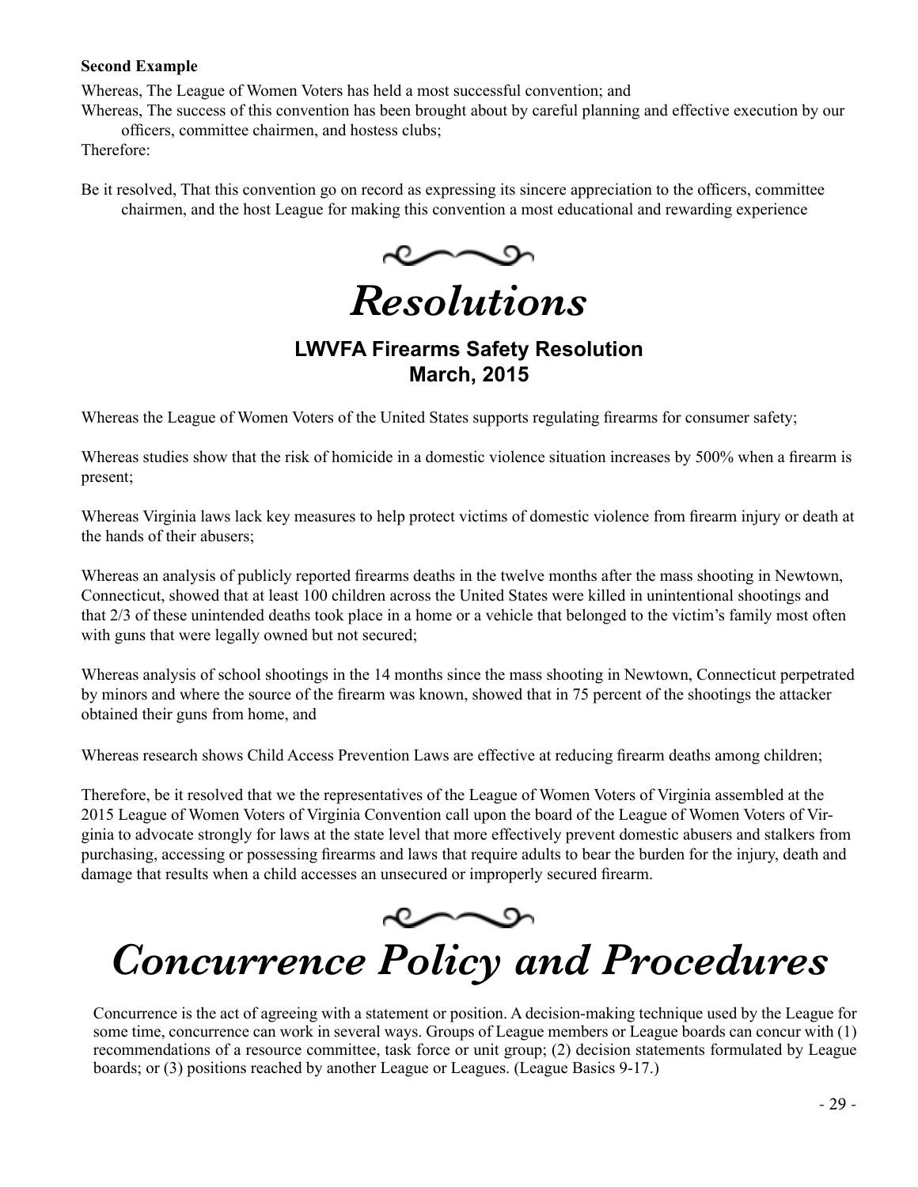**Second Example**

Whereas, The League of Women Voters has held a most successful convention; and

Whereas, The success of this convention has been brought about by careful planning and effective execution by our officers, committee chairmen, and hostess clubs;

Therefore:

Be it resolved, That this convention go on record as expressing its sincere appreciation to the officers, committee chairmen, and the host League for making this convention a most educational and rewarding experience

# *Resolutions*

### LWVFA Firearms Safety Resolution
### March, 2015

Whereas the League of Women Voters of the United States supports regulating firearms for consumer safety;

Whereas studies show that the risk of homicide in a domestic violence situation increases by 500% when a firearm is present;

Whereas Virginia laws lack key measures to help protect victims of domestic violence from firearm injury or death at the hands of their abusers;

Whereas an analysis of publicly reported firearms deaths in the twelve months after the mass shooting in Newtown, Connecticut, showed that at least 100 children across the United States were killed in unintentional shootings and that 2/3 of these unintended deaths took place in a home or a vehicle that belonged to the victim's family most often with guns that were legally owned but not secured;

Whereas analysis of school shootings in the 14 months since the mass shooting in Newtown, Connecticut perpetrated by minors and where the source of the firearm was known, showed that in 75 percent of the shootings the attacker obtained their guns from home, and

Whereas research shows Child Access Prevention Laws are effective at reducing firearm deaths among children;

Therefore, be it resolved that we the representatives of the League of Women Voters of Virginia assembled at the 2015 League of Women Voters of Virginia Convention call upon the board of the League of Women Voters of Virginia to advocate strongly for laws at the state level that more effectively prevent domestic abusers and stalkers from purchasing, accessing or possessing firearms and laws that require adults to bear the burden for the injury, death and damage that results when a child accesses an unsecured or improperly secured firearm.

# *Concurrence Policy and Procedures*

Concurrence is the act of agreeing with a statement or position. A decision-making technique used by the League for some time, concurrence can work in several ways. Groups of League members or League boards can concur with (1) recommendations of a resource committee, task force or unit group; (2) decision statements formulated by League boards; or (3) positions reached by another League or Leagues. (League Basics 9-17.)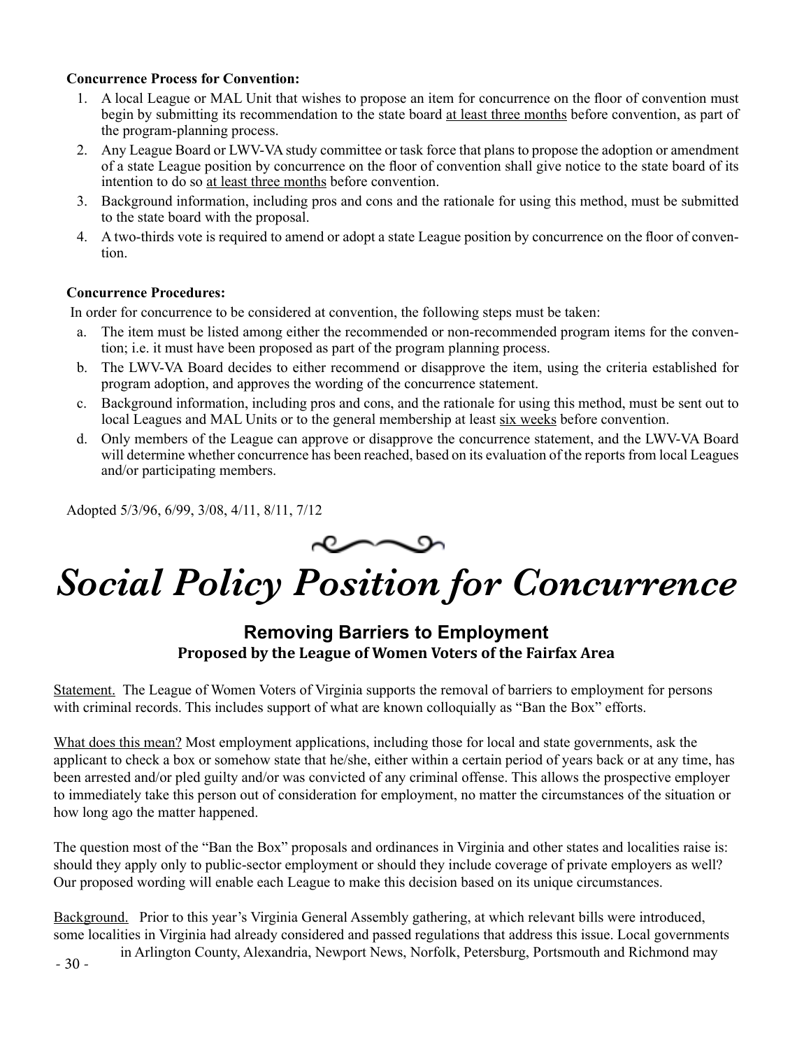**Concurrence Process for Convention:**

1. A local League or MAL Unit that wishes to propose an item for concurrence on the floor of convention must begin by submitting its recommendation to the state board at least three months before convention, as part of the program-planning process.
2. Any League Board or LWV-VA study committee or task force that plans to propose the adoption or amendment of a state League position by concurrence on the floor of convention shall give notice to the state board of its intention to do so at least three months before convention.
3. Background information, including pros and cons and the rationale for using this method, must be submitted to the state board with the proposal.
4. A two-thirds vote is required to amend or adopt a state League position by concurrence on the floor of convention.

**Concurrence Procedures:**

In order for concurrence to be considered at convention, the following steps must be taken:

a. The item must be listed among either the recommended or non-recommended program items for the convention; i.e. it must have been proposed as part of the program planning process.
b. The LWV-VA Board decides to either recommend or disapprove the item, using the criteria established for program adoption, and approves the wording of the concurrence statement.
c. Background information, including pros and cons, and the rationale for using this method, must be sent out to local Leagues and MAL Units or to the general membership at least six weeks before convention.
d. Only members of the League can approve or disapprove the concurrence statement, and the LWV-VA Board will determine whether concurrence has been reached, based on its evaluation of the reports from local Leagues and/or participating members.

Adopted 5/3/96, 6/99, 3/08, 4/11, 8/11, 7/12

# *Social Policy Position for Concurrence*

## Removing Barriers to Employment

### Proposed by the League of Women Voters of the Fairfax Area

Statement. The League of Women Voters of Virginia supports the removal of barriers to employment for persons with criminal records. This includes support of what are known colloquially as "Ban the Box" efforts.

What does this mean? Most employment applications, including those for local and state governments, ask the applicant to check a box or somehow state that he/she, either within a certain period of years back or at any time, has been arrested and/or pled guilty and/or was convicted of any criminal offense. This allows the prospective employer to immediately take this person out of consideration for employment, no matter the circumstances of the situation or how long ago the matter happened.

The question most of the "Ban the Box" proposals and ordinances in Virginia and other states and localities raise is: should they apply only to public-sector employment or should they include coverage of private employers as well? Our proposed wording will enable each League to make this decision based on its unique circumstances.

Background. Prior to this year's Virginia General Assembly gathering, at which relevant bills were introduced, some localities in Virginia had already considered and passed regulations that address this issue. Local governments in Arlington County, Alexandria, Newport News, Norfolk, Petersburg, Portsmouth and Richmond may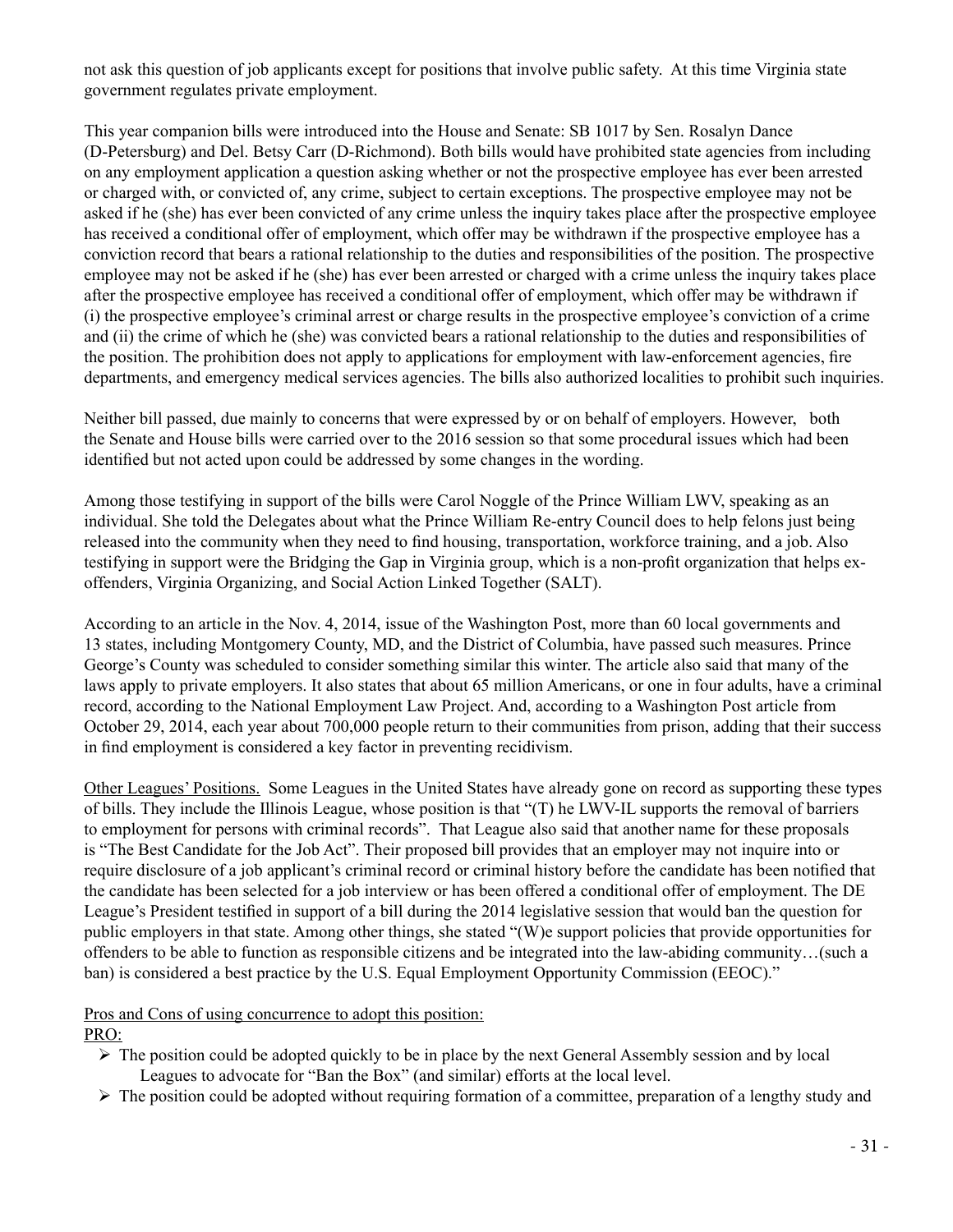not ask this question of job applicants except for positions that involve public safety. At this time Virginia state government regulates private employment.

This year companion bills were introduced into the House and Senate: SB 1017 by Sen. Rosalyn Dance (D-Petersburg) and Del. Betsy Carr (D-Richmond). Both bills would have prohibited state agencies from including on any employment application a question asking whether or not the prospective employee has ever been arrested or charged with, or convicted of, any crime, subject to certain exceptions. The prospective employee may not be asked if he (she) has ever been convicted of any crime unless the inquiry takes place after the prospective employee has received a conditional offer of employment, which offer may be withdrawn if the prospective employee has a conviction record that bears a rational relationship to the duties and responsibilities of the position. The prospective employee may not be asked if he (she) has ever been arrested or charged with a crime unless the inquiry takes place after the prospective employee has received a conditional offer of employment, which offer may be withdrawn if (i) the prospective employee's criminal arrest or charge results in the prospective employee's conviction of a crime and (ii) the crime of which he (she) was convicted bears a rational relationship to the duties and responsibilities of the position. The prohibition does not apply to applications for employment with law-enforcement agencies, fire departments, and emergency medical services agencies. The bills also authorized localities to prohibit such inquiries.

Neither bill passed, due mainly to concerns that were expressed by or on behalf of employers. However, both the Senate and House bills were carried over to the 2016 session so that some procedural issues which had been identified but not acted upon could be addressed by some changes in the wording.

Among those testifying in support of the bills were Carol Noggle of the Prince William LWV, speaking as an individual. She told the Delegates about what the Prince William Re-entry Council does to help felons just being released into the community when they need to find housing, transportation, workforce training, and a job. Also testifying in support were the Bridging the Gap in Virginia group, which is a non-profit organization that helps ex-offenders, Virginia Organizing, and Social Action Linked Together (SALT).

According to an article in the Nov. 4, 2014, issue of the Washington Post, more than 60 local governments and 13 states, including Montgomery County, MD, and the District of Columbia, have passed such measures. Prince George's County was scheduled to consider something similar this winter. The article also said that many of the laws apply to private employers. It also states that about 65 million Americans, or one in four adults, have a criminal record, according to the National Employment Law Project. And, according to a Washington Post article from October 29, 2014, each year about 700,000 people return to their communities from prison, adding that their success in find employment is considered a key factor in preventing recidivism.

<u>Other Leagues' Positions.</u> Some Leagues in the United States have already gone on record as supporting these types of bills. They include the Illinois League, whose position is that "(T) he LWV-IL supports the removal of barriers to employment for persons with criminal records". That League also said that another name for these proposals is "The Best Candidate for the Job Act". Their proposed bill provides that an employer may not inquire into or require disclosure of a job applicant's criminal record or criminal history before the candidate has been notified that the candidate has been selected for a job interview or has been offered a conditional offer of employment. The DE League's President testified in support of a bill during the 2014 legislative session that would ban the question for public employers in that state. Among other things, she stated "(W)e support policies that provide opportunities for offenders to be able to function as responsible citizens and be integrated into the law-abiding community…(such a ban) is considered a best practice by the U.S. Equal Employment Opportunity Commission (EEOC)."

<u>Pros and Cons of using concurrence to adopt this position:</u>

<u>PRO:</u>

- The position could be adopted quickly to be in place by the next General Assembly session and by local Leagues to advocate for "Ban the Box" (and similar) efforts at the local level.
- The position could be adopted without requiring formation of a committee, preparation of a lengthy study and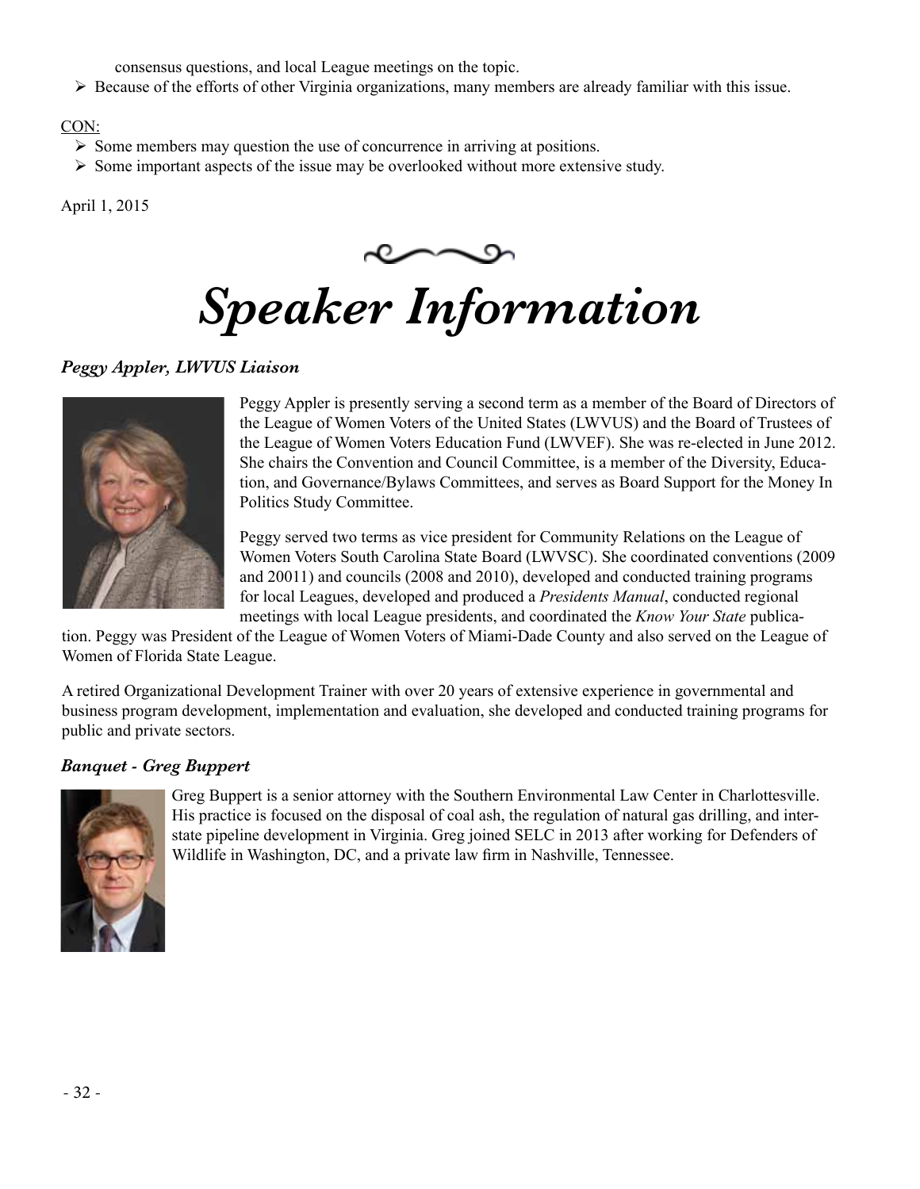consensus questions, and local League meetings on the topic.

- Because of the efforts of other Virginia organizations, many members are already familiar with this issue.

CON:

- Some members may question the use of concurrence in arriving at positions.
- Some important aspects of the issue may be overlooked without more extensive study.

April 1, 2015

# *Speaker Information*

### *Peggy Appler, LWVUS Liaison*

Peggy Appler is presently serving a second term as a member of the Board of Directors of the League of Women Voters of the United States (LWVUS) and the Board of Trustees of the League of Women Voters Education Fund (LWVEF). She was re-elected in June 2012. She chairs the Convention and Council Committee, is a member of the Diversity, Education, and Governance/Bylaws Committees, and serves as Board Support for the Money In Politics Study Committee.

Peggy served two terms as vice president for Community Relations on the League of Women Voters South Carolina State Board (LWVSC). She coordinated conventions (2009 and 20011) and councils (2008 and 2010), developed and conducted training programs for local Leagues, developed and produced a *Presidents Manual*, conducted regional meetings with local League presidents, and coordinated the *Know Your State* publication. Peggy was President of the League of Women Voters of Miami-Dade County and also served on the League of Women of Florida State League.

A retired Organizational Development Trainer with over 20 years of extensive experience in governmental and business program development, implementation and evaluation, she developed and conducted training programs for public and private sectors.

### *Banquet - Greg Buppert*

Greg Buppert is a senior attorney with the Southern Environmental Law Center in Charlottesville. His practice is focused on the disposal of coal ash, the regulation of natural gas drilling, and interstate pipeline development in Virginia. Greg joined SELC in 2013 after working for Defenders of Wildlife in Washington, DC, and a private law firm in Nashville, Tennessee.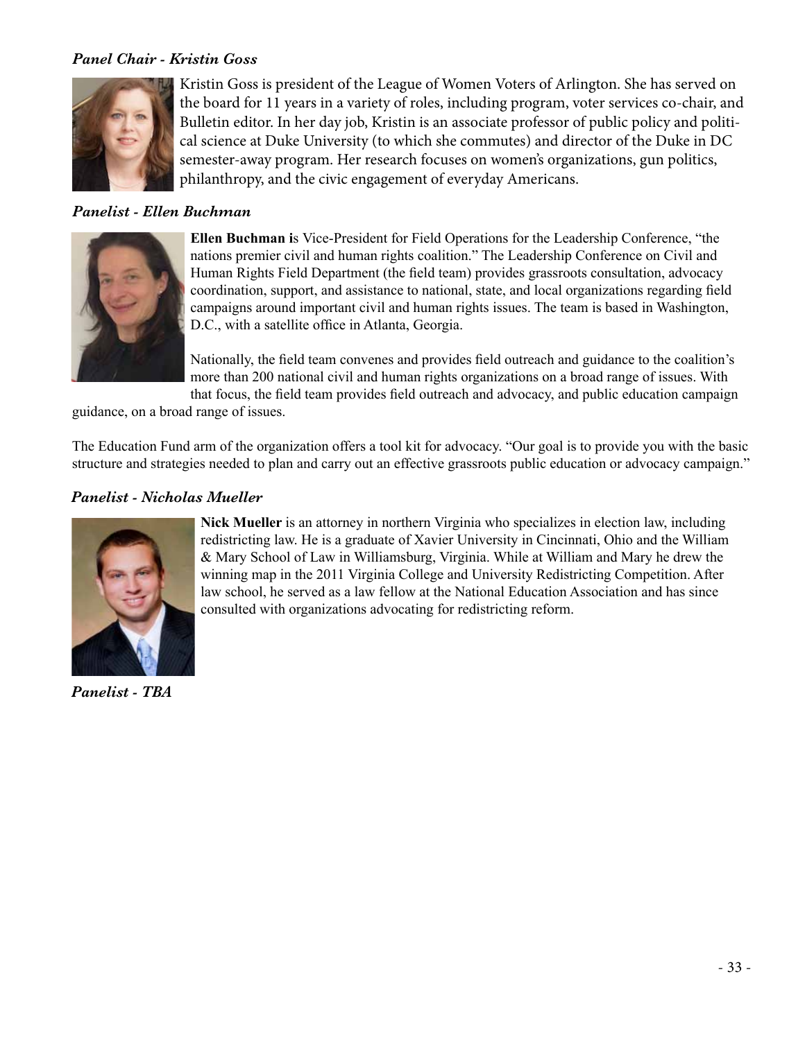***Panel Chair - Kristin Goss***

Kristin Goss is president of the League of Women Voters of Arlington. She has served on the board for 11 years in a variety of roles, including program, voter services co-chair, and Bulletin editor. In her day job, Kristin is an associate professor of public policy and political science at Duke University (to which she commutes) and director of the Duke in DC semester-away program. Her research focuses on women's organizations, gun politics, philanthropy, and the civic engagement of everyday Americans.

***Panelist - Ellen Buchman***

**Ellen Buchman i**s Vice-President for Field Operations for the Leadership Conference, "the nations premier civil and human rights coalition." The Leadership Conference on Civil and Human Rights Field Department (the field team) provides grassroots consultation, advocacy coordination, support, and assistance to national, state, and local organizations regarding field campaigns around important civil and human rights issues. The team is based in Washington, D.C., with a satellite office in Atlanta, Georgia.

Nationally, the field team convenes and provides field outreach and guidance to the coalition's more than 200 national civil and human rights organizations on a broad range of issues. With that focus, the field team provides field outreach and advocacy, and public education campaign guidance, on a broad range of issues.

The Education Fund arm of the organization offers a tool kit for advocacy. "Our goal is to provide you with the basic structure and strategies needed to plan and carry out an effective grassroots public education or advocacy campaign."

***Panelist - Nicholas Mueller***

**Nick Mueller** is an attorney in northern Virginia who specializes in election law, including redistricting law. He is a graduate of Xavier University in Cincinnati, Ohio and the William & Mary School of Law in Williamsburg, Virginia. While at William and Mary he drew the winning map in the 2011 Virginia College and University Redistricting Competition. After law school, he served as a law fellow at the National Education Association and has since consulted with organizations advocating for redistricting reform.

***Panelist - TBA***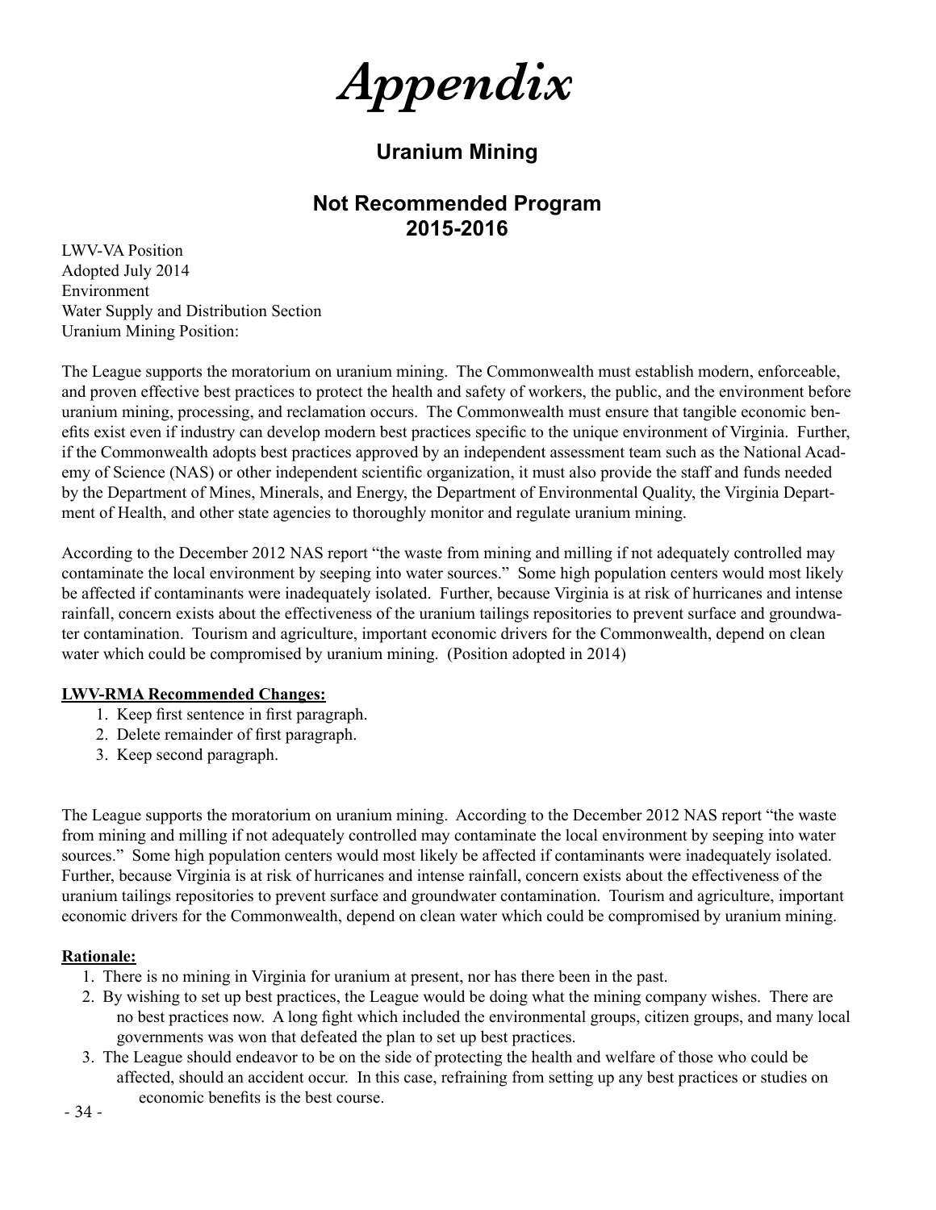# *Appendix*

## Uranium Mining

## Not Recommended Program 2015-2016

LWV-VA Position
Adopted July 2014
Environment
Water Supply and Distribution Section
Uranium Mining Position:

The League supports the moratorium on uranium mining. The Commonwealth must establish modern, enforceable, and proven effective best practices to protect the health and safety of workers, the public, and the environment before uranium mining, processing, and reclamation occurs. The Commonwealth must ensure that tangible economic benefits exist even if industry can develop modern best practices specific to the unique environment of Virginia. Further, if the Commonwealth adopts best practices approved by an independent assessment team such as the National Academy of Science (NAS) or other independent scientific organization, it must also provide the staff and funds needed by the Department of Mines, Minerals, and Energy, the Department of Environmental Quality, the Virginia Department of Health, and other state agencies to thoroughly monitor and regulate uranium mining.

According to the December 2012 NAS report "the waste from mining and milling if not adequately controlled may contaminate the local environment by seeping into water sources." Some high population centers would most likely be affected if contaminants were inadequately isolated. Further, because Virginia is at risk of hurricanes and intense rainfall, concern exists about the effectiveness of the uranium tailings repositories to prevent surface and groundwater contamination. Tourism and agriculture, important economic drivers for the Commonwealth, depend on clean water which could be compromised by uranium mining. (Position adopted in 2014)

**LWV-RMA Recommended Changes:**

1. Keep first sentence in first paragraph.
2. Delete remainder of first paragraph.
3. Keep second paragraph.

The League supports the moratorium on uranium mining. According to the December 2012 NAS report "the waste from mining and milling if not adequately controlled may contaminate the local environment by seeping into water sources." Some high population centers would most likely be affected if contaminants were inadequately isolated. Further, because Virginia is at risk of hurricanes and intense rainfall, concern exists about the effectiveness of the uranium tailings repositories to prevent surface and groundwater contamination. Tourism and agriculture, important economic drivers for the Commonwealth, depend on clean water which could be compromised by uranium mining.

**Rationale:**

1. There is no mining in Virginia for uranium at present, nor has there been in the past.
2. By wishing to set up best practices, the League would be doing what the mining company wishes. There are no best practices now. A long fight which included the environmental groups, citizen groups, and many local governments was won that defeated the plan to set up best practices.
3. The League should endeavor to be on the side of protecting the health and welfare of those who could be affected, should an accident occur. In this case, refraining from setting up any best practices or studies on economic benefits is the best course.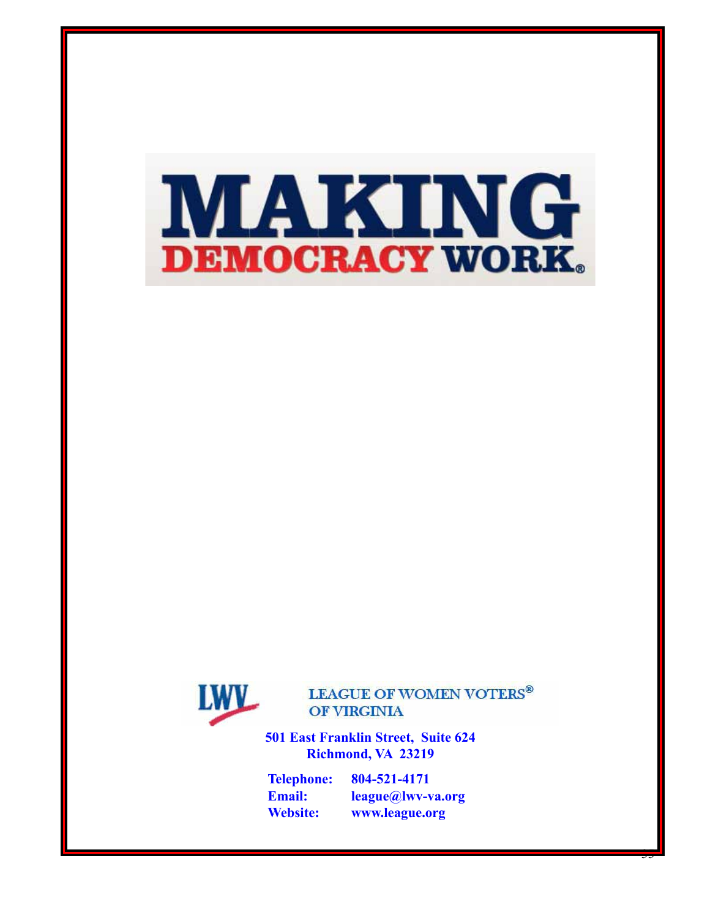# MAKING DEMOCRACY WORK®

LEAGUE OF WOMEN VOTERS® OF VIRGINIA

**501 East Franklin Street, Suite 624**
**Richmond, VA 23219**

**Telephone:** 804-521-4171
**Email:** league@lwv-va.org
**Website:** www.league.org